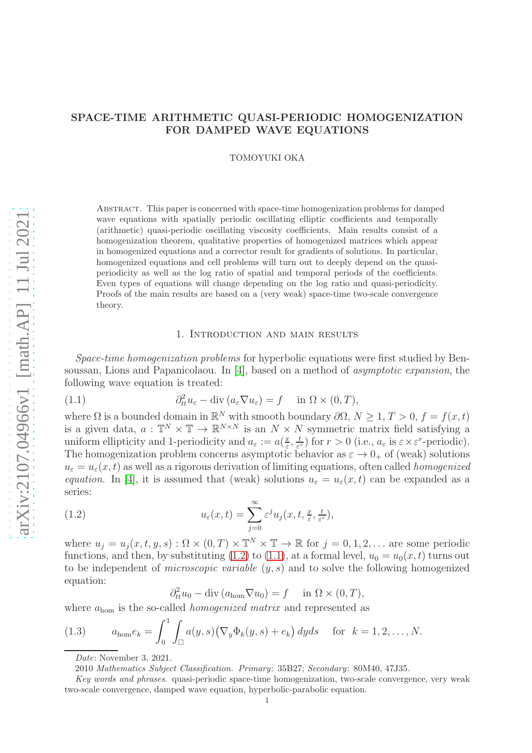# SPACE-TIME ARITHMETIC QUASI-PERIODIC HOMOGENIZATION FOR DAMPED WAVE EQUATIONS

TOMOYUKI OKA

Abstract. This paper is concerned with space-time homogenization problems for damped wave equations with spatially periodic oscillating elliptic coefficients and temporally (arithmetic) quasi-periodic oscillating viscosity coefficients. Main results consist of a homogenization theorem, qualitative properties of homogenized matrices which appear in homogenized equations and a corrector result for gradients of solutions. In particular, homogenized equations and cell problems will turn out to deeply depend on the quasi-periodicity as well as the log ratio of spatial and temporal periods of the coefficients. Even types of equations will change depending on the log ratio and quasi-periodicity. Proofs of the main results are based on a (very weak) space-time two-scale convergence theory.

## 1. Introduction and main results

*Space-time homogenization problems* for hyperbolic equations were first studied by Bensoussan, Lions and Papanicolaou. In [4], based on a method of *asymptotic expansion*, the following wave equation is treated:

$$\partial_{tt}^2 u_\varepsilon - \operatorname{div}(a_\varepsilon \nabla u_\varepsilon) = f \quad \text{in } \Omega \times (0,T), \tag{1.1}$$

where $\Omega$ is a bounded domain in $\mathbb{R}^N$ with smooth boundary $\partial\Omega$, $N \geq 1$, $T > 0$, $f = f(x,t)$ is a given data, $a : \mathbb{T}^N \times \mathbb{T} \to \mathbb{R}^{N\times N}$ is an $N \times N$ symmetric matrix field satisfying a uniform ellipticity and 1-periodicity and $a_\varepsilon := a(\frac{x}{\varepsilon}, \frac{t}{\varepsilon^r})$ for $r > 0$ (i.e., $a_\varepsilon$ is $\varepsilon \times \varepsilon^r$-periodic). The homogenization problem concerns asymptotic behavior as $\varepsilon \to 0_+$ of (weak) solutions $u_\varepsilon = u_\varepsilon(x,t)$ as well as a rigorous derivation of limiting equations, often called *homogenized equation*. In [4], it is assumed that (weak) solutions $u_\varepsilon = u_\varepsilon(x,t)$ can be expanded as a series:

$$u_\varepsilon(x,t) = \sum_{j=0}^{\infty} \varepsilon^j u_j(x,t,\tfrac{x}{\varepsilon},\tfrac{t}{\varepsilon^r}), \tag{1.2}$$

where $u_j = u_j(x,t,y,s) : \Omega \times (0,T) \times \mathbb{T}^N \times \mathbb{T} \to \mathbb{R}$ for $j = 0,1,2,\ldots$ are some periodic functions, and then, by substituting (1.2) to (1.1), at a formal level, $u_0 = u_0(x,t)$ turns out to be independent of *microscopic variable* $(y,s)$ and to solve the following homogenized equation:

$$\partial_{tt}^2 u_0 - \operatorname{div}(a_{\mathrm{hom}} \nabla u_0) = f \quad \text{in } \Omega \times (0,T),$$

where $a_{\mathrm{hom}}$ is the so-called *homogenized matrix* and represented as

$$a_{\mathrm{hom}} e_k = \int_0^1 \int_\square a(y,s)\big(\nabla_y \Phi_k(y,s) + e_k\big)\, dyds \quad \text{for } k = 1,2,\ldots,N. \tag{1.3}$$

*Date*: November 3, 2021.

2010 *Mathematics Subject Classification.* *Primary*: 35B27; *Secondary*: 80M40, 47J35.

*Key words and phrases.* quasi-periodic space-time homogenization, two-scale convergence, very weak two-scale convergence, damped wave equation, hyperbolic-parabolic equation.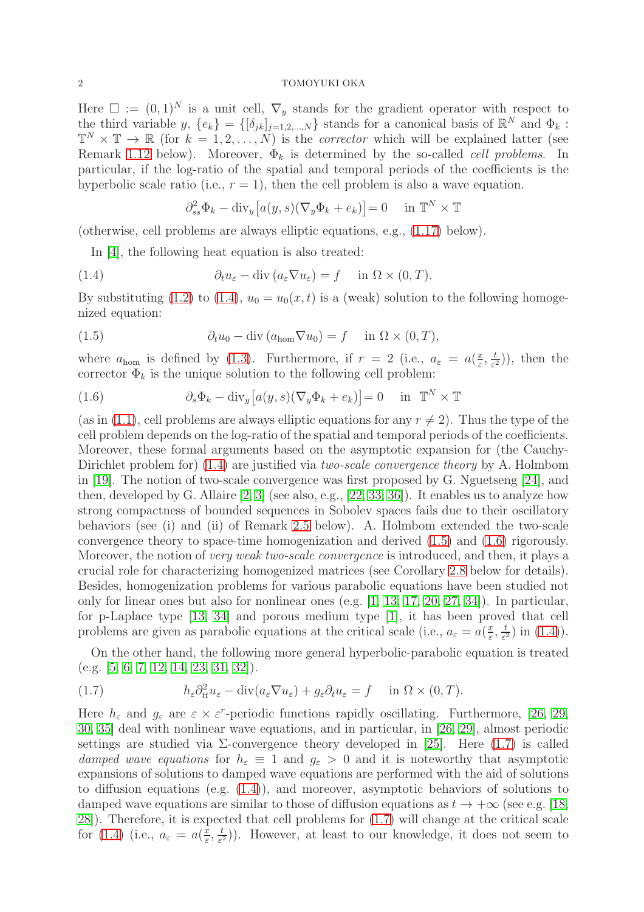Here $\square := (0,1)^N$ is a unit cell, $\nabla_y$ stands for the gradient operator with respect to the third variable $y$, $\{e_k\} = \{[\delta_{jk}]_{j=1,2,\ldots,N}\}$ stands for a canonical basis of $\mathbb{R}^N$ and $\Phi_k : \mathbb{T}^N \times \mathbb{T} \to \mathbb{R}$ (for $k = 1, 2, \ldots, N$) is the *corrector* which will be explained latter (see Remark 1.12 below). Moreover, $\Phi_k$ is determined by the so-called *cell problems*. In particular, if the log-ratio of the spatial and temporal periods of the coefficients is the hyperbolic scale ratio (i.e., $r = 1$), then the cell problem is also a wave equation.

$$\partial_{ss}^2 \Phi_k - \mathrm{div}_y\big[a(y,s)(\nabla_y \Phi_k + e_k)\big] = 0 \quad \text{in } \mathbb{T}^N \times \mathbb{T}$$

(otherwise, cell problems are always elliptic equations, e.g., (1.17) below).

In [4], the following heat equation is also treated:

$$\partial_t u_\varepsilon - \mathrm{div}\,(a_\varepsilon \nabla u_\varepsilon) = f \quad \text{in } \Omega \times (0,T). \tag{1.4}$$

By substituting (1.2) to (1.4), $u_0 = u_0(x,t)$ is a (weak) solution to the following homogenized equation:

$$\partial_t u_0 - \mathrm{div}\,(a_{\mathrm{hom}} \nabla u_0) = f \quad \text{in } \Omega \times (0,T), \tag{1.5}$$

where $a_{\mathrm{hom}}$ is defined by (1.3). Furthermore, if $r = 2$ (i.e., $a_\varepsilon = a(\frac{x}{\varepsilon}, \frac{t}{\varepsilon^2})$), then the corrector $\Phi_k$ is the unique solution to the following cell problem:

$$\partial_s \Phi_k - \mathrm{div}_y\big[a(y,s)(\nabla_y \Phi_k + e_k)\big] = 0 \quad \text{in } \mathbb{T}^N \times \mathbb{T} \tag{1.6}$$

(as in (1.1), cell problems are always elliptic equations for any $r \neq 2$). Thus the type of the cell problem depends on the log-ratio of the spatial and temporal periods of the coefficients. Moreover, these formal arguments based on the asymptotic expansion for (the Cauchy-Dirichlet problem for) (1.4) are justified via *two-scale convergence theory* by A. Holmbom in [19]. The notion of two-scale convergence was first proposed by G. Nguetseng [24], and then, developed by G. Allaire [2, 3] (see also, e.g., [22, 33, 36]). It enables us to analyze how strong compactness of bounded sequences in Sobolev spaces fails due to their oscillatory behaviors (see (i) and (ii) of Remark 2.5 below). A. Holmbom extended the two-scale convergence theory to space-time homogenization and derived (1.5) and (1.6) rigorously. Moreover, the notion of *very weak two-scale convergence* is introduced, and then, it plays a crucial role for characterizing homogenized matrices (see Corollary 2.8 below for details). Besides, homogenization problems for various parabolic equations have been studied not only for linear ones but also for nonlinear ones (e.g. [1, 13, 17, 20, 27, 34]). In particular, for p-Laplace type [13, 34] and porous medium type [1], it has been proved that cell problems are given as parabolic equations at the critical scale (i.e., $a_\varepsilon = a(\frac{x}{\varepsilon}, \frac{t}{\varepsilon^2})$ in (1.4)).

On the other hand, the following more general hyperbolic-parabolic equation is treated (e.g. [5, 6, 7, 12, 14, 23, 31, 32]).

$$h_\varepsilon \partial_{tt}^2 u_\varepsilon - \mathrm{div}(a_\varepsilon \nabla u_\varepsilon) + g_\varepsilon \partial_t u_\varepsilon = f \quad \text{in } \Omega \times (0,T). \tag{1.7}$$

Here $h_\varepsilon$ and $g_\varepsilon$ are $\varepsilon \times \varepsilon^r$-periodic functions rapidly oscillating. Furthermore, [26, 29, 30, 35] deal with nonlinear wave equations, and in particular, in [26, 29], almost periodic settings are studied via $\Sigma$-convergence theory developed in [25]. Here (1.7) is called *damped wave equations* for $h_\varepsilon \equiv 1$ and $g_\varepsilon > 0$ and it is noteworthy that asymptotic expansions of solutions to damped wave equations are performed with the aid of solutions to diffusion equations (e.g. (1.4)), and moreover, asymptotic behaviors of solutions to damped wave equations are similar to those of diffusion equations as $t \to +\infty$ (see e.g. [18, 28]). Therefore, it is expected that cell problems for (1.7) will change at the critical scale for (1.4) (i.e., $a_\varepsilon = a(\frac{x}{\varepsilon}, \frac{t}{\varepsilon^2})$). However, at least to our knowledge, it does not seem to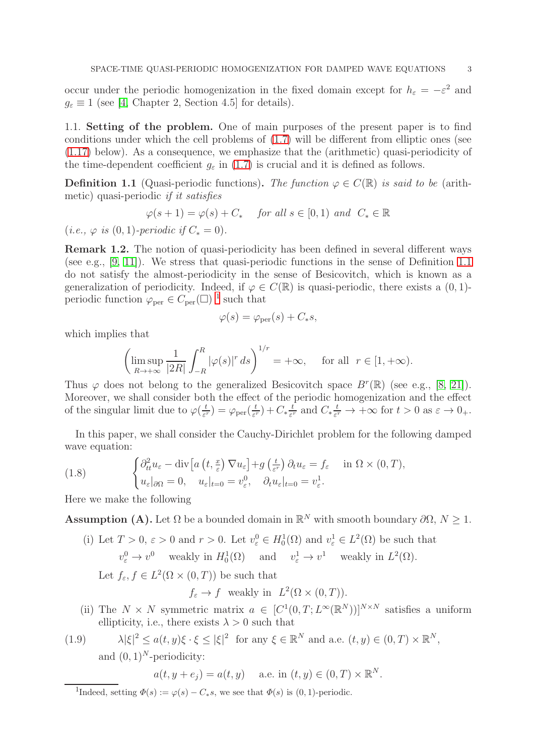occur under the periodic homogenization in the fixed domain except for $h_\varepsilon = -\varepsilon^2$ and $g_\varepsilon \equiv 1$ (see [4, Chapter 2, Section 4.5] for details).

### 1.1. Setting of the problem.

One of main purposes of the present paper is to find conditions under which the cell problems of (1.7) will be different from elliptic ones (see (1.17) below). As a consequence, we emphasize that the (arithmetic) quasi-periodicity of the time-dependent coefficient $g_\varepsilon$ in (1.7) is crucial and it is defined as follows.

**Definition 1.1** (Quasi-periodic functions)**.** *The function $\varphi \in C(\mathbb{R})$ is said to be* (arithmetic) quasi-periodic *if it satisfies*

$$\varphi(s+1) = \varphi(s) + C_* \quad \text{for all } s \in [0,1) \text{ and } C_* \in \mathbb{R}$$

*(i.e., $\varphi$ is $(0,1)$-periodic if $C_* = 0$).*

**Remark 1.2.** The notion of quasi-periodicity has been defined in several different ways (see e.g., [9, 11]). We stress that quasi-periodic functions in the sense of Definition 1.1 do not satisfy the almost-periodicity in the sense of Besicovitch, which is known as a generalization of periodicity. Indeed, if $\varphi \in C(\mathbb{R})$ is quasi-periodic, there exists a $(0,1)$-periodic function $\varphi_{\mathrm{per}} \in C_{\mathrm{per}}(\square)$ [1] such that

$$\varphi(s) = \varphi_{\mathrm{per}}(s) + C_* s,$$

which implies that

$$\left( \limsup_{R \to +\infty} \frac{1}{|2R|} \int_{-R}^{R} |\varphi(s)|^r \, ds \right)^{1/r} = +\infty, \quad \text{for all } r \in [1, +\infty).$$

Thus $\varphi$ does not belong to the generalized Besicovitch space $B^r(\mathbb{R})$ (see e.g., [8, 21]). Moreover, we shall consider both the effect of the periodic homogenization and the effect of the singular limit due to $\varphi(\frac{t}{\varepsilon^r}) = \varphi_{\mathrm{per}}(\frac{t}{\varepsilon^r}) + C_* \frac{t}{\varepsilon^r}$ and $C_* \frac{t}{\varepsilon^r} \to +\infty$ for $t > 0$ as $\varepsilon \to 0_+$.

In this paper, we shall consider the Cauchy-Dirichlet problem for the following damped wave equation:

$$\begin{cases} \partial_{tt}^2 u_\varepsilon - \operatorname{div}\left[a\left(t, \frac{x}{\varepsilon}\right) \nabla u_\varepsilon\right] + g\left(\frac{t}{\varepsilon^r}\right) \partial_t u_\varepsilon = f_\varepsilon & \text{in } \Omega \times (0,T), \\ u_\varepsilon|_{\partial\Omega} = 0, \quad u_\varepsilon|_{t=0} = v_\varepsilon^0, \quad \partial_t u_\varepsilon|_{t=0} = v_\varepsilon^1. \end{cases} \tag{1.8}$$

Here we make the following

**Assumption (A).** Let $\Omega$ be a bounded domain in $\mathbb{R}^N$ with smooth boundary $\partial\Omega$, $N \geq 1$.

(i) Let $T > 0$, $\varepsilon > 0$ and $r > 0$. Let $v_\varepsilon^0 \in H_0^1(\Omega)$ and $v_\varepsilon^1 \in L^2(\Omega)$ be such that

$$v_\varepsilon^0 \to v^0 \quad \text{weakly in } H_0^1(\Omega) \quad \text{and} \quad v_\varepsilon^1 \to v^1 \quad \text{weakly in } L^2(\Omega).$$

Let $f_\varepsilon, f \in L^2(\Omega \times (0,T))$ be such that

$$f_\varepsilon \to f \;\; \text{weakly in } \;\; L^2(\Omega \times (0,T)).$$

(ii) The $N \times N$ symmetric matrix $a \in [C^1(0,T; L^\infty(\mathbb{R}^N))]^{N \times N}$ satisfies a uniform ellipticity, i.e., there exists $\lambda > 0$ such that

$$\lambda |\xi|^2 \leq a(t,y)\xi \cdot \xi \leq |\xi|^2 \;\; \text{for any } \xi \in \mathbb{R}^N \text{ and a.e. } (t,y) \in (0,T) \times \mathbb{R}^N, \tag{1.9}$$

and $(0,1)^N$-periodicity:

$$a(t, y + e_j) = a(t,y) \quad \text{a.e. in } (t,y) \in (0,T) \times \mathbb{R}^N.$$

---

[1] Indeed, setting $\Phi(s) := \varphi(s) - C_* s$, we see that $\Phi(s)$ is $(0,1)$-periodic.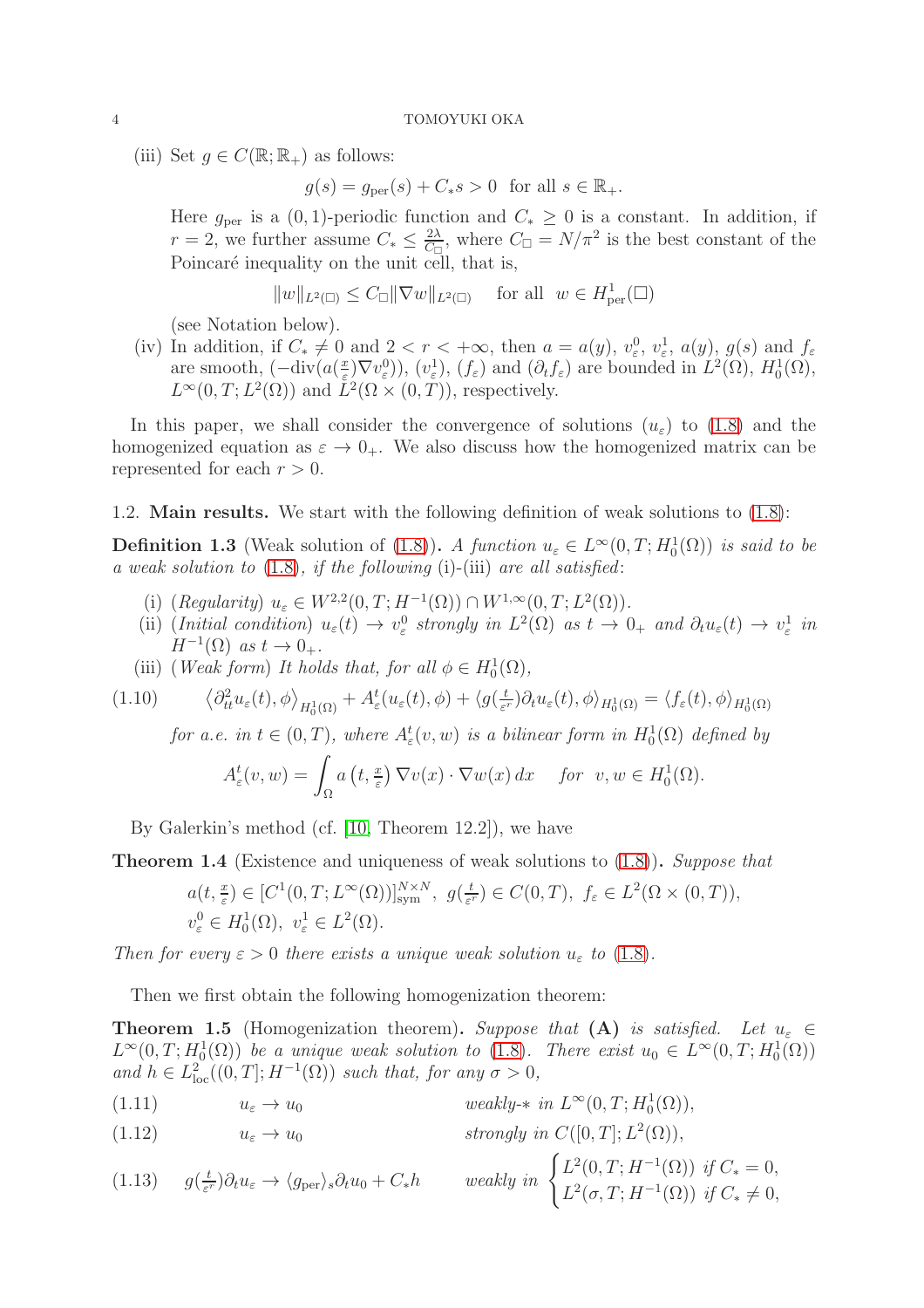(iii) Set $g \in C(\mathbb{R}; \mathbb{R}_+)$ as follows:

$$g(s) = g_{\rm per}(s) + C_* s > 0 \quad \text{for all } s \in \mathbb{R}_+.$$

Here $g_{\rm per}$ is a $(0,1)$-periodic function and $C_* \geq 0$ is a constant. In addition, if $r = 2$, we further assume $C_* \leq \frac{2\lambda}{C_\square}$, where $C_\square = N/\pi^2$ is the best constant of the Poincaré inequality on the unit cell, that is,

$$\|w\|_{L^2(\square)} \leq C_\square \|\nabla w\|_{L^2(\square)} \quad \text{for all } \ w \in H^1_{\rm per}(\square)$$

(see Notation below).

(iv) In addition, if $C_* \neq 0$ and $2 < r < +\infty$, then $a = a(y)$, $v^0_\varepsilon$, $v^1_\varepsilon$, $a(y)$, $g(s)$ and $f_\varepsilon$ are smooth, $(-\mathrm{div}(a(\frac{x}{\varepsilon})\nabla v^0_\varepsilon))$, $(v^1_\varepsilon)$, $(f_\varepsilon)$ and $(\partial_t f_\varepsilon)$ are bounded in $L^2(\Omega)$, $H^1_0(\Omega)$, $L^\infty(0,T; L^2(\Omega))$ and $L^2(\Omega \times (0,T))$, respectively.

In this paper, we shall consider the convergence of solutions $(u_\varepsilon)$ to (1.8) and the homogenized equation as $\varepsilon \to 0_+$. We also discuss how the homogenized matrix can be represented for each $r > 0$.

## 1.2. Main results.

We start with the following definition of weak solutions to (1.8):

**Definition 1.3** (Weak solution of (1.8)). *A function $u_\varepsilon \in L^\infty(0,T; H^1_0(\Omega))$ is said to be a weak solution to (1.8), if the following (i)-(iii) are all satisfied:*

(i) *(Regularity)* $u_\varepsilon \in W^{2,2}(0,T; H^{-1}(\Omega)) \cap W^{1,\infty}(0,T; L^2(\Omega))$.

(ii) *(Initial condition)* $u_\varepsilon(t) \to v^0_\varepsilon$ *strongly in* $L^2(\Omega)$ *as* $t \to 0_+$ *and* $\partial_t u_\varepsilon(t) \to v^1_\varepsilon$ *in* $H^{-1}(\Omega)$ *as* $t \to 0_+$.

(iii) *(Weak form) It holds that, for all* $\phi \in H^1_0(\Omega)$,

$$\left\langle \partial^2_{tt} u_\varepsilon(t), \phi \right\rangle_{H^1_0(\Omega)} + A^t_\varepsilon(u_\varepsilon(t), \phi) + \langle g(\tfrac{t}{\varepsilon^r})\partial_t u_\varepsilon(t), \phi \rangle_{H^1_0(\Omega)} = \langle f_\varepsilon(t), \phi \rangle_{H^1_0(\Omega)} \tag{1.10}$$

*for a.e. in $t \in (0,T)$, where $A^t_\varepsilon(v,w)$ is a bilinear form in $H^1_0(\Omega)$ defined by*

$$A^t_\varepsilon(v,w) = \int_\Omega a\left(t, \tfrac{x}{\varepsilon}\right) \nabla v(x) \cdot \nabla w(x)\, dx \quad \text{for } \ v,w \in H^1_0(\Omega).$$

By Galerkin's method (cf. [10, Theorem 12.2]), we have

**Theorem 1.4** (Existence and uniqueness of weak solutions to (1.8)). *Suppose that*

$$a(t, \tfrac{x}{\varepsilon}) \in [C^1(0,T; L^\infty(\Omega))]^{N\times N}_{\rm sym}, \ g(\tfrac{t}{\varepsilon^r}) \in C(0,T), \ f_\varepsilon \in L^2(\Omega \times (0,T)),$$
$$v^0_\varepsilon \in H^1_0(\Omega), \ v^1_\varepsilon \in L^2(\Omega).$$

*Then for every $\varepsilon > 0$ there exists a unique weak solution $u_\varepsilon$ to (1.8).*

Then we first obtain the following homogenization theorem:

**Theorem 1.5** (Homogenization theorem). *Suppose that* **(A)** *is satisfied. Let $u_\varepsilon \in L^\infty(0,T; H^1_0(\Omega))$ be a unique weak solution to (1.8). There exist $u_0 \in L^\infty(0,T; H^1_0(\Omega))$ and $h \in L^2_{\rm loc}((0,T]; H^{-1}(\Omega))$ such that, for any $\sigma > 0$,*

$$u_\varepsilon \to u_0 \qquad \textit{weakly-}* \textit{ in } L^\infty(0,T; H^1_0(\Omega)), \tag{1.11}$$

$$u_\varepsilon \to u_0 \qquad \textit{strongly in } C([0,T]; L^2(\Omega)), \tag{1.12}$$

$$g(\tfrac{t}{\varepsilon^r})\partial_t u_\varepsilon \to \langle g_{\rm per}\rangle_s \partial_t u_0 + C_* h \qquad \textit{weakly in } \begin{cases} L^2(0,T; H^{-1}(\Omega)) \textit{ if } C_* = 0, \\ L^2(\sigma,T; H^{-1}(\Omega)) \textit{ if } C_* \neq 0, \end{cases} \tag{1.13}$$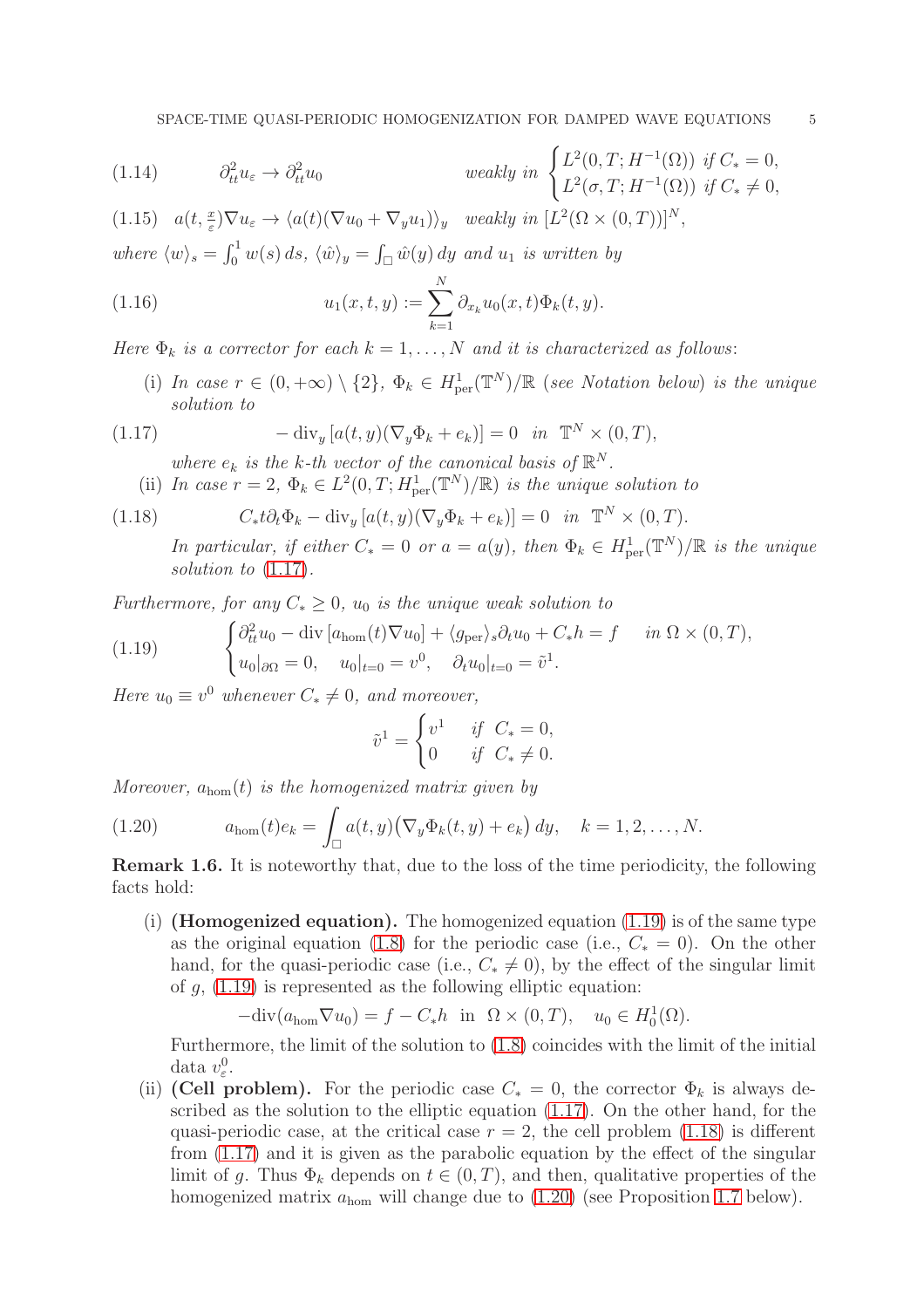$$
\partial_{tt}^2 u_\varepsilon \to \partial_{tt}^2 u_0 \qquad \text{weakly in } \begin{cases} L^2(0,T;H^{-1}(\Omega)) & \text{if } C_* = 0, \\ L^2(\sigma,T;H^{-1}(\Omega)) & \text{if } C_* \neq 0, \end{cases} \tag{1.14}
$$

$$
a(t,\tfrac{x}{\varepsilon})\nabla u_\varepsilon \to \langle a(t)(\nabla u_0 + \nabla_y u_1)\rangle_y \quad \text{weakly in } [L^2(\Omega\times(0,T))]^N, \tag{1.15}
$$

*where* $\langle w\rangle_s = \int_0^1 w(s)\,ds$, $\langle \hat{w}\rangle_y = \int_\square \hat{w}(y)\,dy$ *and* $u_1$ *is written by*

$$
u_1(x,t,y) := \sum_{k=1}^N \partial_{x_k} u_0(x,t)\Phi_k(t,y). \tag{1.16}
$$

*Here* $\Phi_k$ *is a corrector for each* $k = 1,\dots,N$ *and it is characterized as follows*:

(i) *In case* $r \in (0,+\infty)\setminus\{2\}$, $\Phi_k \in H^1_{\mathrm{per}}(\mathbb{T}^N)/\mathbb{R}$ *(see Notation below) is the unique solution to*

$$
-\operatorname{div}_y\left[a(t,y)(\nabla_y \Phi_k + e_k)\right] = 0 \quad \text{in } \mathbb{T}^N\times(0,T), \tag{1.17}
$$

*where* $e_k$ *is the* $k$*-th vector of the canonical basis of* $\mathbb{R}^N$.

(ii) *In case* $r = 2$, $\Phi_k \in L^2(0,T;H^1_{\mathrm{per}}(\mathbb{T}^N)/\mathbb{R})$ *is the unique solution to*

$$
C_* t\partial_t \Phi_k - \operatorname{div}_y\left[a(t,y)(\nabla_y \Phi_k + e_k)\right] = 0 \quad \text{in } \mathbb{T}^N\times(0,T). \tag{1.18}
$$

*In particular, if either* $C_* = 0$ *or* $a = a(y)$, *then* $\Phi_k \in H^1_{\mathrm{per}}(\mathbb{T}^N)/\mathbb{R}$ *is the unique solution to* (1.17).

*Furthermore, for any* $C_* \geq 0$, $u_0$ *is the unique weak solution to*

$$
\begin{cases} \partial_{tt}^2 u_0 - \operatorname{div}\left[a_{\mathrm{hom}}(t)\nabla u_0\right] + \langle g_{\mathrm{per}}\rangle_s \partial_t u_0 + C_* h = f & \text{in } \Omega\times(0,T), \\ u_0|_{\partial\Omega} = 0, \quad u_0|_{t=0} = v^0, \quad \partial_t u_0|_{t=0} = \tilde{v}^1. \end{cases} \tag{1.19}
$$

*Here* $u_0 \equiv v^0$ *whenever* $C_* \neq 0$, *and moreover,*

$$
\tilde{v}^1 = \begin{cases} v^1 & \text{if } C_* = 0, \\ 0 & \text{if } C_* \neq 0. \end{cases}
$$

*Moreover,* $a_{\mathrm{hom}}(t)$ *is the homogenized matrix given by*

$$
a_{\mathrm{hom}}(t)e_k = \int_\square a(t,y)\big(\nabla_y \Phi_k(t,y) + e_k\big)\,dy, \quad k = 1,2,\dots,N. \tag{1.20}
$$

**Remark 1.6.** It is noteworthy that, due to the loss of the time periodicity, the following facts hold:

(i) **(Homogenized equation).** The homogenized equation (1.19) is of the same type as the original equation (1.8) for the periodic case (i.e., $C_* = 0$). On the other hand, for the quasi-periodic case (i.e., $C_* \neq 0$), by the effect of the singular limit of $g$, (1.19) is represented as the following elliptic equation:

$$
-\operatorname{div}(a_{\mathrm{hom}}\nabla u_0) = f - C_* h \ \text{ in } \ \Omega\times(0,T), \quad u_0 \in H^1_0(\Omega).
$$

Furthermore, the limit of the solution to (1.8) coincides with the limit of the initial data $v^0_\varepsilon$.

(ii) **(Cell problem).** For the periodic case $C_* = 0$, the corrector $\Phi_k$ is always described as the solution to the elliptic equation (1.17). On the other hand, for the quasi-periodic case, at the critical case $r = 2$, the cell problem (1.18) is different from (1.17) and it is given as the parabolic equation by the effect of the singular limit of $g$. Thus $\Phi_k$ depends on $t \in (0,T)$, and then, qualitative properties of the homogenized matrix $a_{\mathrm{hom}}$ will change due to (1.20) (see Proposition 1.7 below).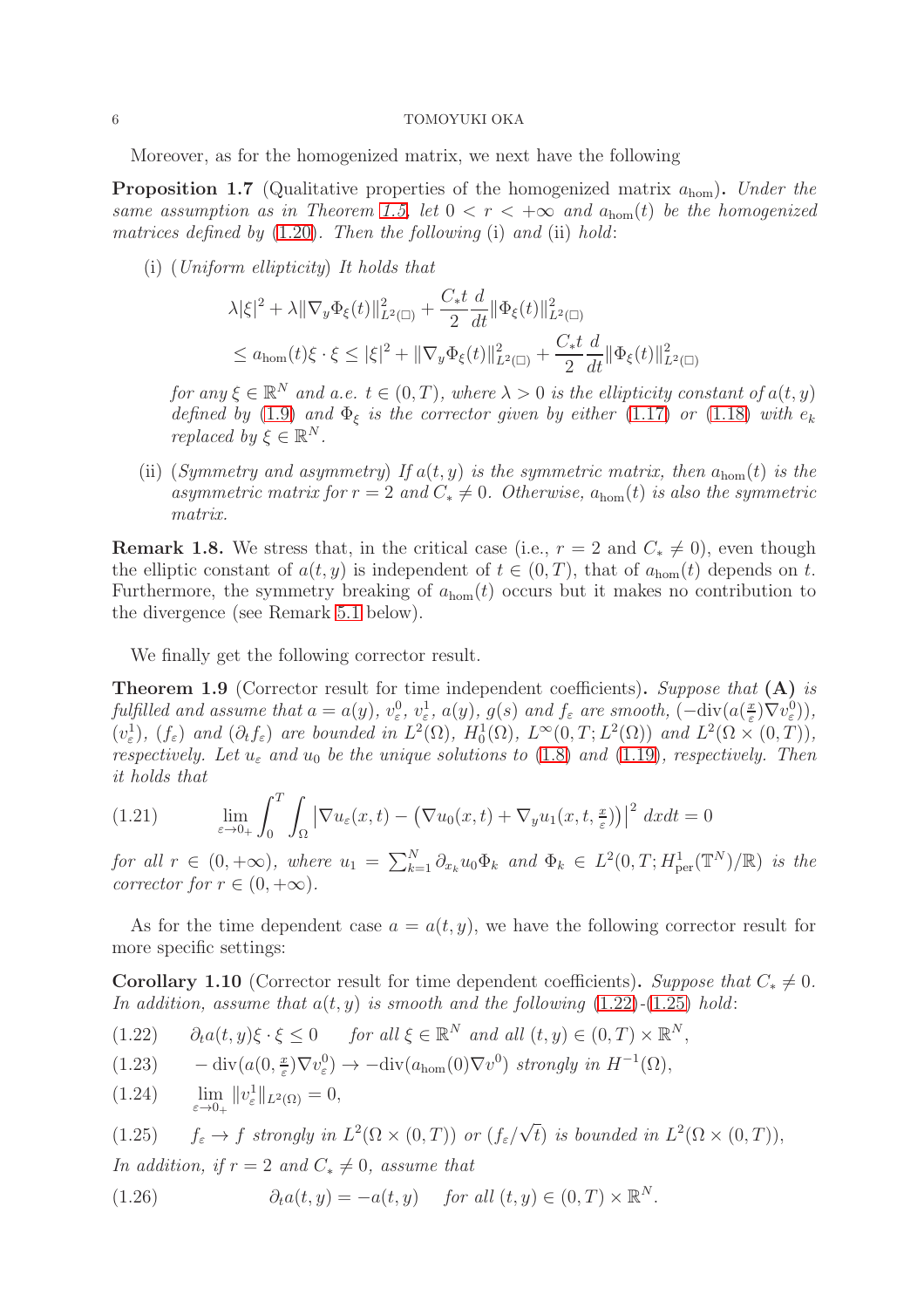Moreover, as for the homogenized matrix, we next have the following

**Proposition 1.7** (Qualitative properties of the homogenized matrix $a_{\rm hom}$)**.** *Under the same assumption as in Theorem 1.5, let $0 < r < +\infty$ and $a_{\rm hom}(t)$ be the homogenized matrices defined by (1.20). Then the following* (i) *and* (ii) *hold*:

(i) (*Uniform ellipticity*) *It holds that*

$$
\begin{aligned}
&\lambda|\xi|^2 + \lambda\|\nabla_y \Phi_\xi(t)\|^2_{L^2(\square)} + \frac{C_* t}{2}\frac{d}{dt}\|\Phi_\xi(t)\|^2_{L^2(\square)} \\
&\quad \le a_{\rm hom}(t)\xi\cdot\xi \le |\xi|^2 + \|\nabla_y \Phi_\xi(t)\|^2_{L^2(\square)} + \frac{C_* t}{2}\frac{d}{dt}\|\Phi_\xi(t)\|^2_{L^2(\square)}
\end{aligned}
$$

*for any $\xi \in \mathbb{R}^N$ and a.e. $t \in (0,T)$, where $\lambda > 0$ is the ellipticity constant of $a(t,y)$ defined by (1.9) and $\Phi_\xi$ is the corrector given by either (1.17) or (1.18) with $e_k$ replaced by $\xi \in \mathbb{R}^N$.*

(ii) (*Symmetry and asymmetry*) *If $a(t,y)$ is the symmetric matrix, then $a_{\rm hom}(t)$ is the asymmetric matrix for $r = 2$ and $C_* \neq 0$. Otherwise, $a_{\rm hom}(t)$ is also the symmetric matrix.*

**Remark 1.8.** We stress that, in the critical case (i.e., $r = 2$ and $C_* \neq 0$), even though the elliptic constant of $a(t,y)$ is independent of $t \in (0,T)$, that of $a_{\rm hom}(t)$ depends on $t$. Furthermore, the symmetry breaking of $a_{\rm hom}(t)$ occurs but it makes no contribution to the divergence (see Remark 5.1 below).

We finally get the following corrector result.

**Theorem 1.9** (Corrector result for time independent coefficients)**.** *Suppose that* **(A)** *is fulfilled and assume that $a = a(y)$, $v^0_\varepsilon$, $v^1_\varepsilon$, $a(y)$, $g(s)$ and $f_\varepsilon$ are smooth, $(-{\rm div}(a(\frac{x}{\varepsilon})\nabla v^0_\varepsilon))$, $(v^1_\varepsilon)$, $(f_\varepsilon)$ and $(\partial_t f_\varepsilon)$ are bounded in $L^2(\Omega)$, $H^1_0(\Omega)$, $L^\infty(0,T;L^2(\Omega))$ and $L^2(\Omega\times(0,T))$, respectively. Let $u_\varepsilon$ and $u_0$ be the unique solutions to (1.8) and (1.19), respectively. Then it holds that*

$$
\lim_{\varepsilon\to 0_+}\int_0^T\int_\Omega \left|\nabla u_\varepsilon(x,t) - \left(\nabla u_0(x,t) + \nabla_y u_1(x,t,\tfrac{x}{\varepsilon})\right)\right|^2 dxdt = 0 \tag{1.21}
$$

*for all $r \in (0,+\infty)$, where $u_1 = \sum_{k=1}^N \partial_{x_k} u_0 \Phi_k$ and $\Phi_k \in L^2(0,T;H^1_{\rm per}(\mathbb{T}^N)/\mathbb{R})$ is the corrector for $r \in (0,+\infty)$.*

As for the time dependent case $a = a(t,y)$, we have the following corrector result for more specific settings:

**Corollary 1.10** (Corrector result for time dependent coefficients)**.** *Suppose that $C_* \neq 0$. In addition, assume that $a(t,y)$ is smooth and the following (1.22)-(1.25) hold*:

$$
\partial_t a(t,y)\xi\cdot\xi \le 0 \quad \text{for all } \xi\in\mathbb{R}^N \text{ and all } (t,y)\in(0,T)\times\mathbb{R}^N, \tag{1.22}
$$

$$
-{\rm div}(a(0,\tfrac{x}{\varepsilon})\nabla v^0_\varepsilon) \to -{\rm div}(a_{\rm hom}(0)\nabla v^0) \text{ strongly in } H^{-1}(\Omega), \tag{1.23}
$$

$$
\lim_{\varepsilon\to 0_+}\|v^1_\varepsilon\|_{L^2(\Omega)} = 0, \tag{1.24}
$$

$$
f_\varepsilon \to f \text{ strongly in } L^2(\Omega\times(0,T)) \text{ or } (f_\varepsilon/\sqrt{t}) \text{ is bounded in } L^2(\Omega\times(0,T)), \tag{1.25}
$$

*In addition, if $r = 2$ and $C_* \neq 0$, assume that*

$$
\partial_t a(t,y) = -a(t,y) \quad \text{for all } (t,y)\in(0,T)\times\mathbb{R}^N. \tag{1.26}
$$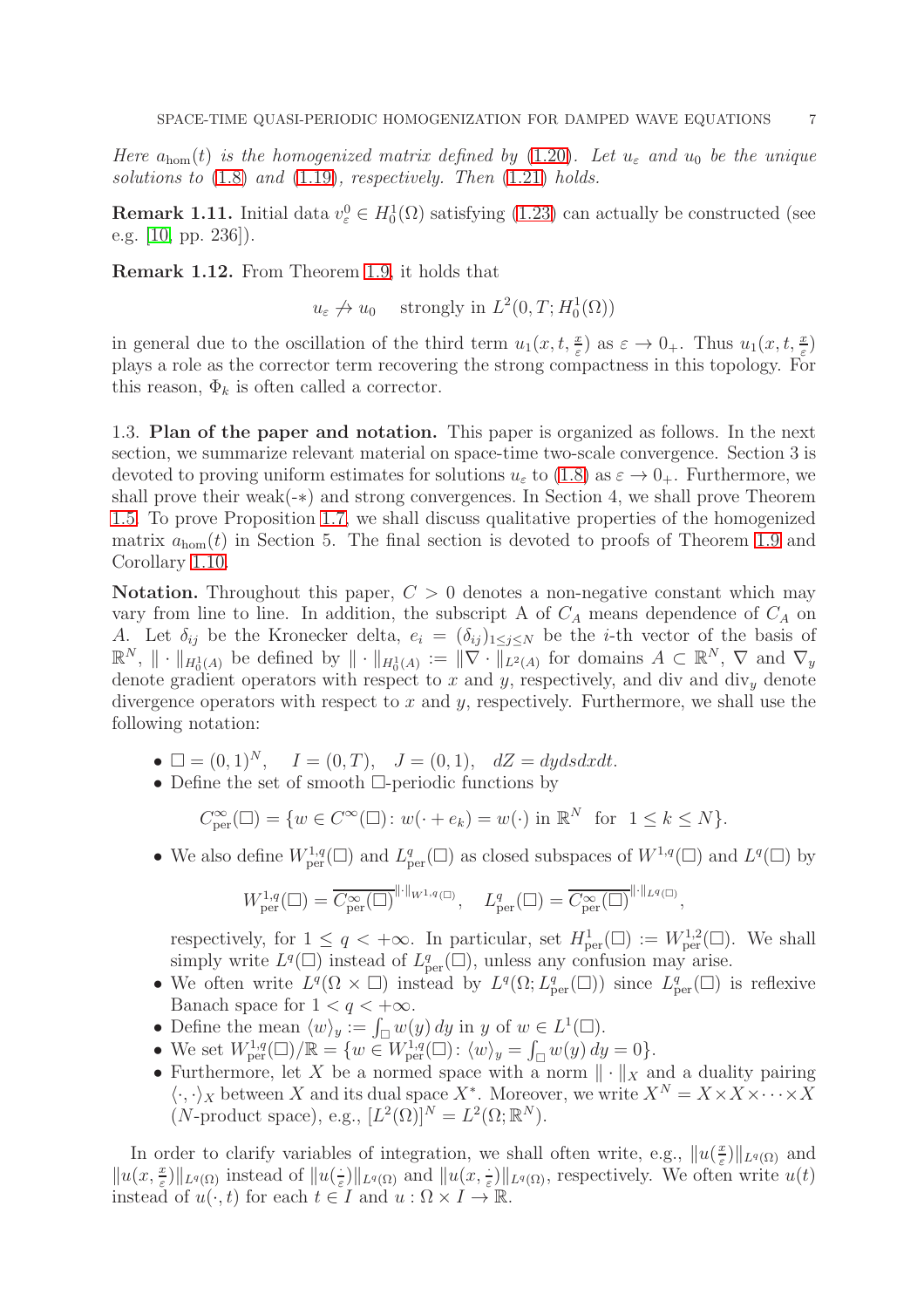*Here $a_{\mathrm{hom}}(t)$ is the homogenized matrix defined by (1.20). Let $u_\varepsilon$ and $u_0$ be the unique solutions to (1.8) and (1.19), respectively. Then (1.21) holds.*

**Remark 1.11.** Initial data $v_\varepsilon^0 \in H_0^1(\Omega)$ satisfying (1.23) can actually be constructed (see e.g. [10, pp. 236]).

**Remark 1.12.** From Theorem 1.9, it holds that

$$u_\varepsilon \not\to u_0 \quad \text{strongly in } L^2(0,T;H_0^1(\Omega))$$

in general due to the oscillation of the third term $u_1(x,t,\frac{x}{\varepsilon})$ as $\varepsilon \to 0_+$. Thus $u_1(x,t,\frac{x}{\varepsilon})$ plays a role as the corrector term recovering the strong compactness in this topology. For this reason, $\Phi_k$ is often called a corrector.

1.3. **Plan of the paper and notation.** This paper is organized as follows. In the next section, we summarize relevant material on space-time two-scale convergence. Section 3 is devoted to proving uniform estimates for solutions $u_\varepsilon$ to (1.8) as $\varepsilon \to 0_+$. Furthermore, we shall prove their weak(-$*$) and strong convergences. In Section 4, we shall prove Theorem 1.5. To prove Proposition 1.7, we shall discuss qualitative properties of the homogenized matrix $a_{\mathrm{hom}}(t)$ in Section 5. The final section is devoted to proofs of Theorem 1.9 and Corollary 1.10.

**Notation.** Throughout this paper, $C > 0$ denotes a non-negative constant which may vary from line to line. In addition, the subscript A of $C_A$ means dependence of $C_A$ on $A$. Let $\delta_{ij}$ be the Kronecker delta, $e_i = (\delta_{ij})_{1\le j\le N}$ be the $i$-th vector of the basis of $\mathbb{R}^N$, $\|\cdot\|_{H_0^1(A)}$ be defined by $\|\cdot\|_{H_0^1(A)} := \|\nabla\cdot\|_{L^2(A)}$ for domains $A \subset \mathbb{R}^N$, $\nabla$ and $\nabla_y$ denote gradient operators with respect to $x$ and $y$, respectively, and div and $\mathrm{div}_y$ denote divergence operators with respect to $x$ and $y$, respectively. Furthermore, we shall use the following notation:

- $\square = (0,1)^N$, $\quad I = (0,T)$, $\quad J = (0,1)$, $\quad dZ = dydsdxdt$.
- Define the set of smooth $\square$-periodic functions by

$$C^\infty_{\mathrm{per}}(\square) = \{w \in C^\infty(\square) \colon w(\cdot + e_k) = w(\cdot) \text{ in } \mathbb{R}^N \ \text{ for } \ 1 \le k \le N\}.$$

- We also define $W^{1,q}_{\mathrm{per}}(\square)$ and $L^q_{\mathrm{per}}(\square)$ as closed subspaces of $W^{1,q}(\square)$ and $L^q(\square)$ by

$$W^{1,q}_{\mathrm{per}}(\square) = \overline{C^\infty_{\mathrm{per}}(\square)}^{\|\cdot\|_{W^{1,q}(\square)}}, \quad L^q_{\mathrm{per}}(\square) = \overline{C^\infty_{\mathrm{per}}(\square)}^{\|\cdot\|_{L^q(\square)}},$$

  respectively, for $1 \le q < +\infty$. In particular, set $H^1_{\mathrm{per}}(\square) := W^{1,2}_{\mathrm{per}}(\square)$. We shall simply write $L^q(\square)$ instead of $L^q_{\mathrm{per}}(\square)$, unless any confusion may arise.
- We often write $L^q(\Omega \times \square)$ instead by $L^q(\Omega; L^q_{\mathrm{per}}(\square))$ since $L^q_{\mathrm{per}}(\square)$ is reflexive Banach space for $1 < q < +\infty$.
- Define the mean $\langle w\rangle_y := \int_\square w(y)\,dy$ in $y$ of $w \in L^1(\square)$.
- We set $W^{1,q}_{\mathrm{per}}(\square)/\mathbb{R} = \{w \in W^{1,q}_{\mathrm{per}}(\square) \colon \langle w\rangle_y = \int_\square w(y)\,dy = 0\}$.
- Furthermore, let $X$ be a normed space with a norm $\|\cdot\|_X$ and a duality pairing $\langle\cdot,\cdot\rangle_X$ between $X$ and its dual space $X^*$. Moreover, we write $X^N = X \times X \times \cdots \times X$ ($N$-product space), e.g., $[L^2(\Omega)]^N = L^2(\Omega;\mathbb{R}^N)$.

In order to clarify variables of integration, we shall often write, e.g., $\|u(\frac{x}{\varepsilon})\|_{L^q(\Omega)}$ and $\|u(x,\frac{x}{\varepsilon})\|_{L^q(\Omega)}$ instead of $\|u(\frac{\cdot}{\varepsilon})\|_{L^q(\Omega)}$ and $\|u(x,\frac{\cdot}{\varepsilon})\|_{L^q(\Omega)}$, respectively. We often write $u(t)$ instead of $u(\cdot,t)$ for each $t \in I$ and $u : \Omega \times I \to \mathbb{R}$.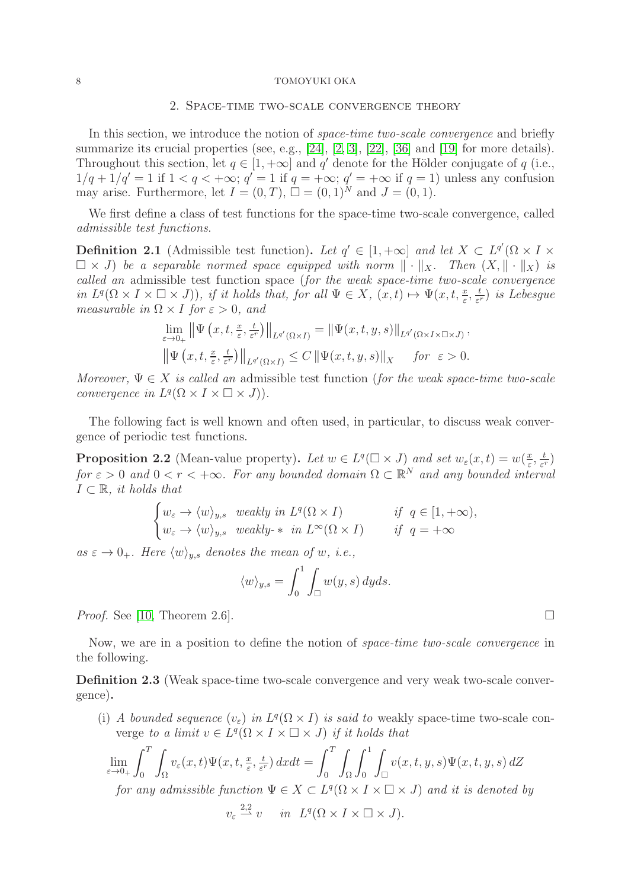## 2. Space-time two-scale convergence theory

In this section, we introduce the notion of *space-time two-scale convergence* and briefly summarize its crucial properties (see, e.g., [24], [2, 3], [22], [36] and [19] for more details). Throughout this section, let $q \in [1, +\infty]$ and $q'$ denote for the Hölder conjugate of $q$ (i.e., $1/q + 1/q' = 1$ if $1 < q < +\infty$; $q' = 1$ if $q = +\infty$; $q' = +\infty$ if $q = 1$) unless any confusion may arise. Furthermore, let $I = (0, T)$, $\square = (0, 1)^N$ and $J = (0, 1)$.

We first define a class of test functions for the space-time two-scale convergence, called *admissible test functions*.

**Definition 2.1** (Admissible test function)**.** *Let $q' \in [1, +\infty]$ and let $X \subset L^{q'}(\Omega \times I \times \square \times J)$ be a separable normed space equipped with norm $\| \cdot \|_X$. Then $(X, \| \cdot \|_X)$ is called an* admissible test function space *(for the weak space-time two-scale convergence in $L^q(\Omega \times I \times \square \times J)$), if it holds that, for all $\Psi \in X$, $(x, t) \mapsto \Psi(x, t, \frac{x}{\varepsilon}, \frac{t}{\varepsilon^r})$ is Lebesgue measurable in $\Omega \times I$ for $\varepsilon > 0$, and*

$$\lim_{\varepsilon \to 0_+} \left\| \Psi\left(x, t, \tfrac{x}{\varepsilon}, \tfrac{t}{\varepsilon^r}\right) \right\|_{L^{q'}(\Omega \times I)} = \| \Psi(x, t, y, s) \|_{L^{q'}(\Omega \times I \times \square \times J)},$$

$$\left\| \Psi\left(x, t, \tfrac{x}{\varepsilon}, \tfrac{t}{\varepsilon^r}\right) \right\|_{L^{q'}(\Omega \times I)} \le C \| \Psi(x, t, y, s) \|_X \quad \text{for } \varepsilon > 0.$$

*Moreover, $\Psi \in X$ is called an* admissible test function *(for the weak space-time two-scale convergence in $L^q(\Omega \times I \times \square \times J)$).*

The following fact is well known and often used, in particular, to discuss weak convergence of periodic test functions.

**Proposition 2.2** (Mean-value property)**.** *Let $w \in L^q(\square \times J)$ and set $w_\varepsilon(x, t) = w(\frac{x}{\varepsilon}, \frac{t}{\varepsilon^r})$ for $\varepsilon > 0$ and $0 < r < +\infty$. For any bounded domain $\Omega \subset \mathbb{R}^N$ and any bounded interval $I \subset \mathbb{R}$, it holds that*

$$\begin{cases} w_\varepsilon \to \langle w \rangle_{y,s} & \text{weakly in } L^q(\Omega \times I) \qquad \text{if } q \in [1, +\infty), \\ w_\varepsilon \to \langle w \rangle_{y,s} & \text{weakly-}* \text{ in } L^\infty(\Omega \times I) \qquad \text{if } q = +\infty \end{cases}$$

*as $\varepsilon \to 0_+$. Here $\langle w \rangle_{y,s}$ denotes the mean of $w$, i.e.,*

$$\langle w \rangle_{y,s} = \int_0^1 \int_\square w(y, s)\, dyds.$$

*Proof.* See [10, Theorem 2.6]. □

Now, we are in a position to define the notion of *space-time two-scale convergence* in the following.

**Definition 2.3** (Weak space-time two-scale convergence and very weak two-scale convergence)**.**

(i) *A bounded sequence $(v_\varepsilon)$ in $L^q(\Omega \times I)$ is said to* weakly space-time two-scale converge *to a limit $v \in L^q(\Omega \times I \times \square \times J)$ if it holds that*

$$\lim_{\varepsilon \to 0_+} \int_0^T \int_\Omega v_\varepsilon(x, t) \Psi(x, t, \tfrac{x}{\varepsilon}, \tfrac{t}{\varepsilon^r})\, dxdt = \int_0^T \int_\Omega \int_0^1 \int_\square v(x, t, y, s) \Psi(x, t, y, s)\, dZ$$

*for any admissible function $\Psi \in X \subset L^q(\Omega \times I \times \square \times J)$ and it is denoted by*

$$v_\varepsilon \xrightarrow{2,2} v \quad \text{in } L^q(\Omega \times I \times \square \times J).$$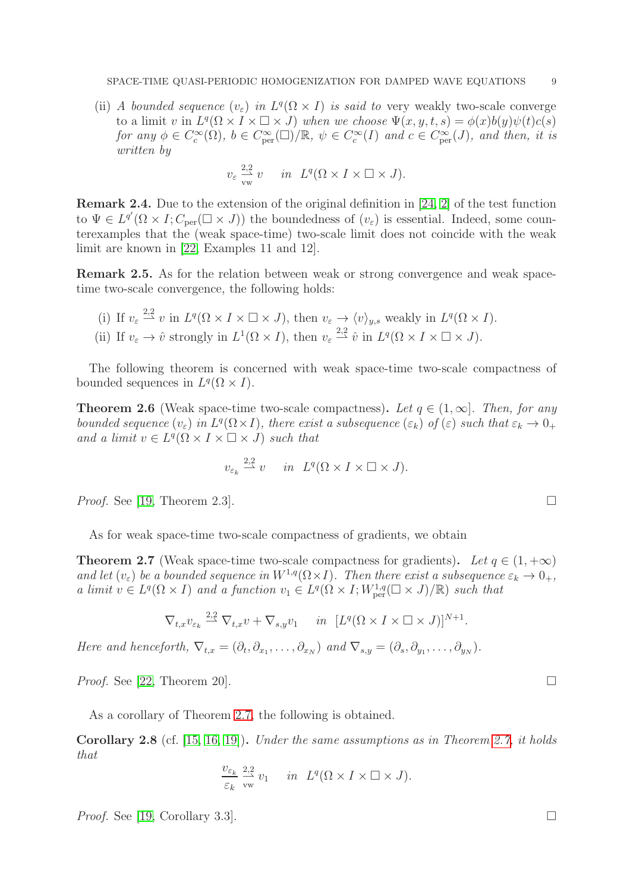(ii) *A bounded sequence* $(v_\varepsilon)$ *in* $L^q(\Omega \times I)$ *is said to* very weakly two-scale converge *to a limit* $v$ *in* $L^q(\Omega \times I \times \square \times J)$ *when we choose* $\Psi(x, y, t, s) = \phi(x)b(y)\psi(t)c(s)$ *for any* $\phi \in C_c^\infty(\Omega)$, $b \in C_{\mathrm{per}}^\infty(\square)/\mathbb{R}$, $\psi \in C_c^\infty(I)$ *and* $c \in C_{\mathrm{per}}^\infty(J)$, *and then, it is written by*

$$v_\varepsilon \overset{2,2}{\underset{\mathrm{vw}}{\rightharpoonup}} v \quad \text{in } L^q(\Omega \times I \times \square \times J).$$

**Remark 2.4.** Due to the extension of the original definition in [24, 2] of the test function to $\Psi \in L^{q'}(\Omega \times I; C_{\mathrm{per}}(\square \times J))$ the boundedness of $(v_\varepsilon)$ is essential. Indeed, some counterexamples that the (weak space-time) two-scale limit does not coincide with the weak limit are known in [22, Examples 11 and 12].

**Remark 2.5.** As for the relation between weak or strong convergence and weak space-time two-scale convergence, the following holds:

(i) If $v_\varepsilon \overset{2,2}{\rightharpoonup} v$ in $L^q(\Omega \times I \times \square \times J)$, then $v_\varepsilon \to \langle v \rangle_{y,s}$ weakly in $L^q(\Omega \times I)$.

(ii) If $v_\varepsilon \to \hat{v}$ strongly in $L^1(\Omega \times I)$, then $v_\varepsilon \overset{2,2}{\rightharpoonup} \hat{v}$ in $L^q(\Omega \times I \times \square \times J)$.

The following theorem is concerned with weak space-time two-scale compactness of bounded sequences in $L^q(\Omega \times I)$.

**Theorem 2.6** (Weak space-time two-scale compactness)**.** *Let* $q \in (1, \infty]$. *Then, for any bounded sequence* $(v_\varepsilon)$ *in* $L^q(\Omega \times I)$, *there exist a subsequence* $(\varepsilon_k)$ *of* $(\varepsilon)$ *such that* $\varepsilon_k \to 0_+$ *and a limit* $v \in L^q(\Omega \times I \times \square \times J)$ *such that*

$$v_{\varepsilon_k} \overset{2,2}{\rightharpoonup} v \quad \text{in } L^q(\Omega \times I \times \square \times J).$$

*Proof.* See [19, Theorem 2.3]. □

As for weak space-time two-scale compactness of gradients, we obtain

**Theorem 2.7** (Weak space-time two-scale compactness for gradients)**.** *Let* $q \in (1, +\infty)$ *and let* $(v_\varepsilon)$ *be a bounded sequence in* $W^{1,q}(\Omega \times I)$. *Then there exist a subsequence* $\varepsilon_k \to 0_+$, *a limit* $v \in L^q(\Omega \times I)$ *and a function* $v_1 \in L^q(\Omega \times I; W_{\mathrm{per}}^{1,q}(\square \times J)/\mathbb{R})$ *such that*

$$\nabla_{t,x} v_{\varepsilon_k} \overset{2,2}{\rightharpoonup} \nabla_{t,x} v + \nabla_{s,y} v_1 \quad \text{in } [L^q(\Omega \times I \times \square \times J)]^{N+1}.$$

*Here and henceforth,* $\nabla_{t,x} = (\partial_t, \partial_{x_1}, \ldots, \partial_{x_N})$ *and* $\nabla_{s,y} = (\partial_s, \partial_{y_1}, \ldots, \partial_{y_N})$.

*Proof.* See [22, Theorem 20]. □

As a corollary of Theorem 2.7, the following is obtained.

**Corollary 2.8** (cf. [15, 16, 19])**.** *Under the same assumptions as in Theorem 2.7, it holds that*

$$\frac{v_{\varepsilon_k}}{\varepsilon_k} \overset{2,2}{\underset{\mathrm{vw}}{\rightharpoonup}} v_1 \quad \text{in } L^q(\Omega \times I \times \square \times J).$$

*Proof.* See [19, Corollary 3.3]. □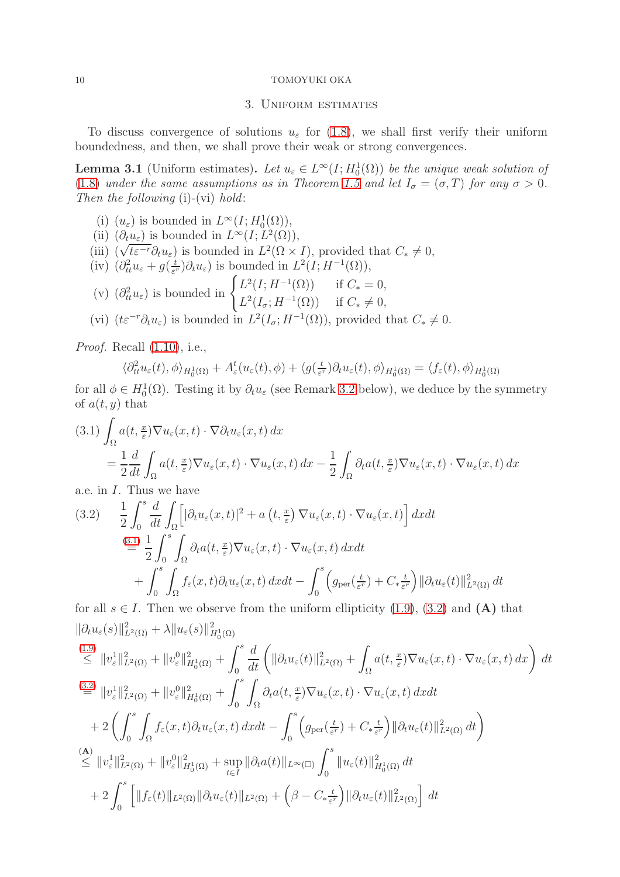## 3. Uniform estimates

To discuss convergence of solutions $u_\varepsilon$ for (1.8), we shall first verify their uniform boundedness, and then, we shall prove their weak or strong convergences.

**Lemma 3.1** (Uniform estimates). *Let $u_\varepsilon \in L^\infty(I; H^1_0(\Omega))$ be the unique weak solution of (1.8) under the same assumptions as in Theorem 1.5 and let $I_\sigma = (\sigma, T)$ for any $\sigma > 0$. Then the following* (i)-(vi) *hold*:

- (i) $(u_\varepsilon)$ is bounded in $L^\infty(I; H^1_0(\Omega))$,
- (ii) $(\partial_t u_\varepsilon)$ is bounded in $L^\infty(I; L^2(\Omega))$,
- (iii) $(\sqrt{t\varepsilon^{-r}}\partial_t u_\varepsilon)$ is bounded in $L^2(\Omega \times I)$, provided that $C_* \neq 0$,
- (iv) $(\partial^2_{tt} u_\varepsilon + g(\frac{t}{\varepsilon^r})\partial_t u_\varepsilon)$ is bounded in $L^2(I; H^{-1}(\Omega))$,
- (v) $(\partial^2_{tt} u_\varepsilon)$ is bounded in $\begin{cases} L^2(I; H^{-1}(\Omega)) & \text{if } C_* = 0, \\ L^2(I_\sigma; H^{-1}(\Omega)) & \text{if } C_* \neq 0, \end{cases}$
- (vi) $(t\varepsilon^{-r}\partial_t u_\varepsilon)$ is bounded in $L^2(I_\sigma; H^{-1}(\Omega))$, provided that $C_* \neq 0$.

*Proof.* Recall (1.10), i.e.,

$$\langle \partial^2_{tt} u_\varepsilon(t), \phi\rangle_{H^1_0(\Omega)} + A^t_\varepsilon(u_\varepsilon(t), \phi) + \langle g(\tfrac{t}{\varepsilon^r})\partial_t u_\varepsilon(t), \phi\rangle_{H^1_0(\Omega)} = \langle f_\varepsilon(t), \phi\rangle_{H^1_0(\Omega)}$$

for all $\phi \in H^1_0(\Omega)$. Testing it by $\partial_t u_\varepsilon$ (see Remark 3.2 below), we deduce by the symmetry of $a(t, y)$ that

$$\begin{aligned}
(3.1)\quad &\int_\Omega a(t, \tfrac{x}{\varepsilon})\nabla u_\varepsilon(x,t) \cdot \nabla \partial_t u_\varepsilon(x,t)\, dx \\
&= \frac{1}{2}\frac{d}{dt}\int_\Omega a(t, \tfrac{x}{\varepsilon})\nabla u_\varepsilon(x,t)\cdot\nabla u_\varepsilon(x,t)\, dx - \frac{1}{2}\int_\Omega \partial_t a(t, \tfrac{x}{\varepsilon})\nabla u_\varepsilon(x,t)\cdot\nabla u_\varepsilon(x,t)\, dx
\end{aligned}$$

a.e. in $I$. Thus we have

$$\begin{aligned}
(3.2)\quad &\frac{1}{2}\int_0^s \frac{d}{dt}\int_\Omega \Big[|\partial_t u_\varepsilon(x,t)|^2 + a\left(t, \tfrac{x}{\varepsilon}\right)\nabla u_\varepsilon(x,t)\cdot\nabla u_\varepsilon(x,t)\Big]\, dxdt \\
&\overset{(3.1)}{=} \frac{1}{2}\int_0^s\int_\Omega \partial_t a(t, \tfrac{x}{\varepsilon})\nabla u_\varepsilon(x,t)\cdot\nabla u_\varepsilon(x,t)\, dxdt \\
&\quad + \int_0^s\int_\Omega f_\varepsilon(x,t)\partial_t u_\varepsilon(x,t)\, dxdt - \int_0^s \Big(g_{\rm per}(\tfrac{t}{\varepsilon^r}) + C_*\tfrac{t}{\varepsilon^r}\Big)\|\partial_t u_\varepsilon(t)\|^2_{L^2(\Omega)}\, dt
\end{aligned}$$

for all $s \in I$. Then we observe from the uniform ellipticity (1.9), (3.2) and **(A)** that

$$\begin{aligned}
&\|\partial_t u_\varepsilon(s)\|^2_{L^2(\Omega)} + \lambda\|u_\varepsilon(s)\|^2_{H^1_0(\Omega)} \\
&\overset{(1.9)}{\leq} \|v^1_\varepsilon\|^2_{L^2(\Omega)} + \|v^0_\varepsilon\|^2_{H^1_0(\Omega)} + \int_0^s \frac{d}{dt}\left(\|\partial_t u_\varepsilon(t)\|^2_{L^2(\Omega)} + \int_\Omega a(t, \tfrac{x}{\varepsilon})\nabla u_\varepsilon(x,t)\cdot\nabla u_\varepsilon(x,t)\, dx\right) dt \\
&\overset{(3.2)}{=} \|v^1_\varepsilon\|^2_{L^2(\Omega)} + \|v^0_\varepsilon\|^2_{H^1_0(\Omega)} + \int_0^s\int_\Omega \partial_t a(t, \tfrac{x}{\varepsilon})\nabla u_\varepsilon(x,t)\cdot\nabla u_\varepsilon(x,t)\, dxdt \\
&\quad + 2\left(\int_0^s\int_\Omega f_\varepsilon(x,t)\partial_t u_\varepsilon(x,t)\, dxdt - \int_0^s \Big(g_{\rm per}(\tfrac{t}{\varepsilon^r}) + C_*\tfrac{t}{\varepsilon^r}\Big)\|\partial_t u_\varepsilon(t)\|^2_{L^2(\Omega)}\, dt\right) \\
&\overset{(\mathbf{A})}{\leq} \|v^1_\varepsilon\|^2_{L^2(\Omega)} + \|v^0_\varepsilon\|^2_{H^1_0(\Omega)} + \sup_{t\in I}\|\partial_t a(t)\|_{L^\infty(\square)}\int_0^s \|u_\varepsilon(t)\|^2_{H^1_0(\Omega)}\, dt \\
&\quad + 2\int_0^s \Big[\|f_\varepsilon(t)\|_{L^2(\Omega)}\|\partial_t u_\varepsilon(t)\|_{L^2(\Omega)} + \Big(\beta - C_*\tfrac{t}{\varepsilon^r}\Big)\|\partial_t u_\varepsilon(t)\|^2_{L^2(\Omega)}\Big]\, dt
\end{aligned}$$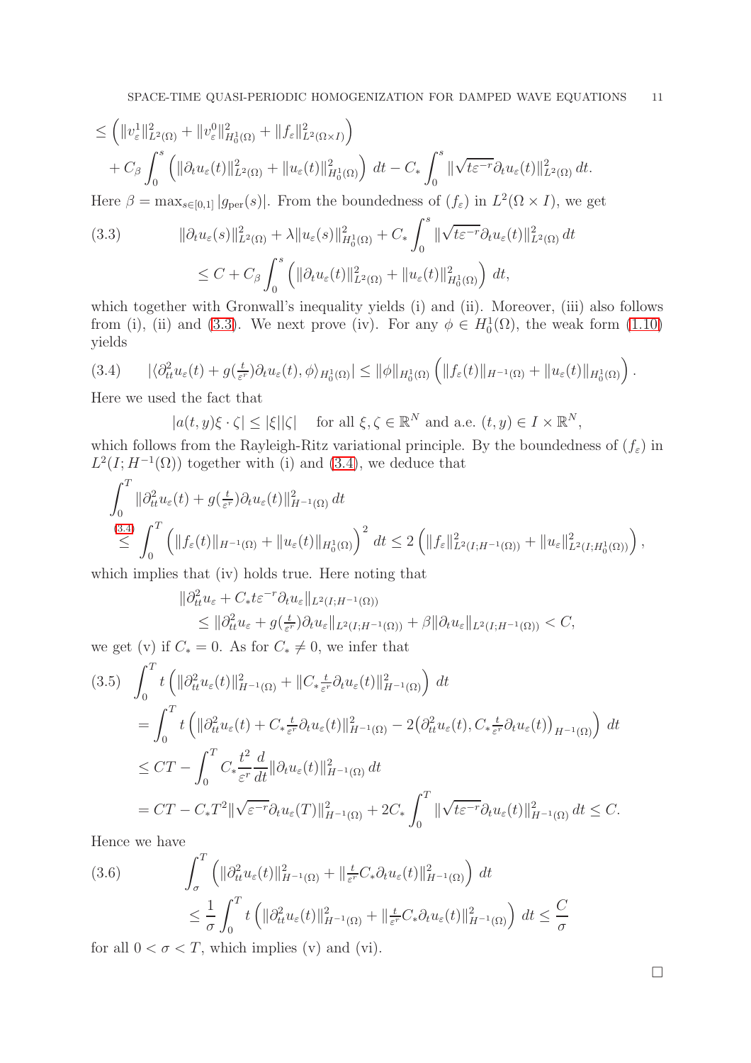$$
\begin{aligned}
&\le \left( \|v_\varepsilon^1\|^2_{L^2(\Omega)} + \|v_\varepsilon^0\|^2_{H^1_0(\Omega)} + \|f_\varepsilon\|^2_{L^2(\Omega\times I)} \right) \\
&\quad + C_\beta \int_0^s \left( \|\partial_t u_\varepsilon(t)\|^2_{L^2(\Omega)} + \|u_\varepsilon(t)\|^2_{H^1_0(\Omega)} \right) dt - C_* \int_0^s \|\sqrt{t\varepsilon^{-r}}\partial_t u_\varepsilon(t)\|^2_{L^2(\Omega)}\, dt.
\end{aligned}
$$

Here $\beta = \max_{s\in[0,1]} |g_{\mathrm{per}}(s)|$. From the boundedness of $(f_\varepsilon)$ in $L^2(\Omega \times I)$, we get

$$
\begin{aligned}
\text{(3.3)} \qquad &\|\partial_t u_\varepsilon(s)\|^2_{L^2(\Omega)} + \lambda \|u_\varepsilon(s)\|^2_{H^1_0(\Omega)} + C_* \int_0^s \|\sqrt{t\varepsilon^{-r}}\partial_t u_\varepsilon(t)\|^2_{L^2(\Omega)}\, dt \\
&\le C + C_\beta \int_0^s \left( \|\partial_t u_\varepsilon(t)\|^2_{L^2(\Omega)} + \|u_\varepsilon(t)\|^2_{H^1_0(\Omega)} \right) dt,
\end{aligned}
$$

which together with Gronwall's inequality yields (i) and (ii). Moreover, (iii) also follows from (i), (ii) and (3.3). We next prove (iv). For any $\phi \in H^1_0(\Omega)$, the weak form (1.10) yields

$$
\text{(3.4)} \qquad |\langle \partial^2_{tt} u_\varepsilon(t) + g(\tfrac{t}{\varepsilon^r})\partial_t u_\varepsilon(t), \phi\rangle_{H^1_0(\Omega)}| \le \|\phi\|_{H^1_0(\Omega)} \left( \|f_\varepsilon(t)\|_{H^{-1}(\Omega)} + \|u_\varepsilon(t)\|_{H^1_0(\Omega)} \right).
$$

Here we used the fact that

$$
|a(t,y)\xi\cdot\zeta| \le |\xi||\zeta| \quad \text{ for all } \xi,\zeta \in \mathbb{R}^N \text{ and a.e. } (t,y) \in I\times\mathbb{R}^N,
$$

which follows from the Rayleigh-Ritz variational principle. By the boundedness of $(f_\varepsilon)$ in $L^2(I; H^{-1}(\Omega))$ together with (i) and (3.4), we deduce that

$$
\begin{aligned}
&\int_0^T \|\partial^2_{tt} u_\varepsilon(t) + g(\tfrac{t}{\varepsilon^r})\partial_t u_\varepsilon(t)\|^2_{H^{-1}(\Omega)}\, dt \\
&\overset{(3.4)}{\le} \int_0^T \left( \|f_\varepsilon(t)\|_{H^{-1}(\Omega)} + \|u_\varepsilon(t)\|_{H^1_0(\Omega)} \right)^2 dt \le 2\left( \|f_\varepsilon\|^2_{L^2(I;H^{-1}(\Omega))} + \|u_\varepsilon\|^2_{L^2(I;H^1_0(\Omega))} \right),
\end{aligned}
$$

which implies that (iv) holds true. Here noting that

$$
\begin{aligned}
&\|\partial^2_{tt} u_\varepsilon + C_* t\varepsilon^{-r}\partial_t u_\varepsilon\|_{L^2(I;H^{-1}(\Omega))} \\
&\quad \le \|\partial^2_{tt} u_\varepsilon + g(\tfrac{t}{\varepsilon^r})\partial_t u_\varepsilon\|_{L^2(I;H^{-1}(\Omega))} + \beta\|\partial_t u_\varepsilon\|_{L^2(I;H^{-1}(\Omega))} < C,
\end{aligned}
$$

we get (v) if $C_* = 0$. As for $C_* \neq 0$, we infer that

$$
\begin{aligned}
\text{(3.5)} \quad &\int_0^T t\left( \|\partial^2_{tt} u_\varepsilon(t)\|^2_{H^{-1}(\Omega)} + \|C_* \tfrac{t}{\varepsilon^r}\partial_t u_\varepsilon(t)\|^2_{H^{-1}(\Omega)} \right) dt \\
&= \int_0^T t\left( \|\partial^2_{tt} u_\varepsilon(t) + C_*\tfrac{t}{\varepsilon^r}\partial_t u_\varepsilon(t)\|^2_{H^{-1}(\Omega)} - 2\big(\partial^2_{tt} u_\varepsilon(t), C_*\tfrac{t}{\varepsilon^r}\partial_t u_\varepsilon(t)\big)_{H^{-1}(\Omega)} \right) dt \\
&\le CT - \int_0^T C_* \frac{t^2}{\varepsilon^r}\frac{d}{dt}\|\partial_t u_\varepsilon(t)\|^2_{H^{-1}(\Omega)}\, dt \\
&= CT - C_* T^2 \|\sqrt{\varepsilon^{-r}}\partial_t u_\varepsilon(T)\|^2_{H^{-1}(\Omega)} + 2C_* \int_0^T \|\sqrt{t\varepsilon^{-r}}\partial_t u_\varepsilon(t)\|^2_{H^{-1}(\Omega)}\, dt \le C.
\end{aligned}
$$

Hence we have

$$
\begin{aligned}
\text{(3.6)} \qquad &\int_\sigma^T \left( \|\partial^2_{tt} u_\varepsilon(t)\|^2_{H^{-1}(\Omega)} + \|\tfrac{t}{\varepsilon^r} C_* \partial_t u_\varepsilon(t)\|^2_{H^{-1}(\Omega)} \right) dt \\
&\le \frac{1}{\sigma}\int_0^T t\left( \|\partial^2_{tt} u_\varepsilon(t)\|^2_{H^{-1}(\Omega)} + \|\tfrac{t}{\varepsilon^r} C_* \partial_t u_\varepsilon(t)\|^2_{H^{-1}(\Omega)} \right) dt \le \frac{C}{\sigma}
\end{aligned}
$$

for all $0 < \sigma < T$, which implies (v) and (vi).

□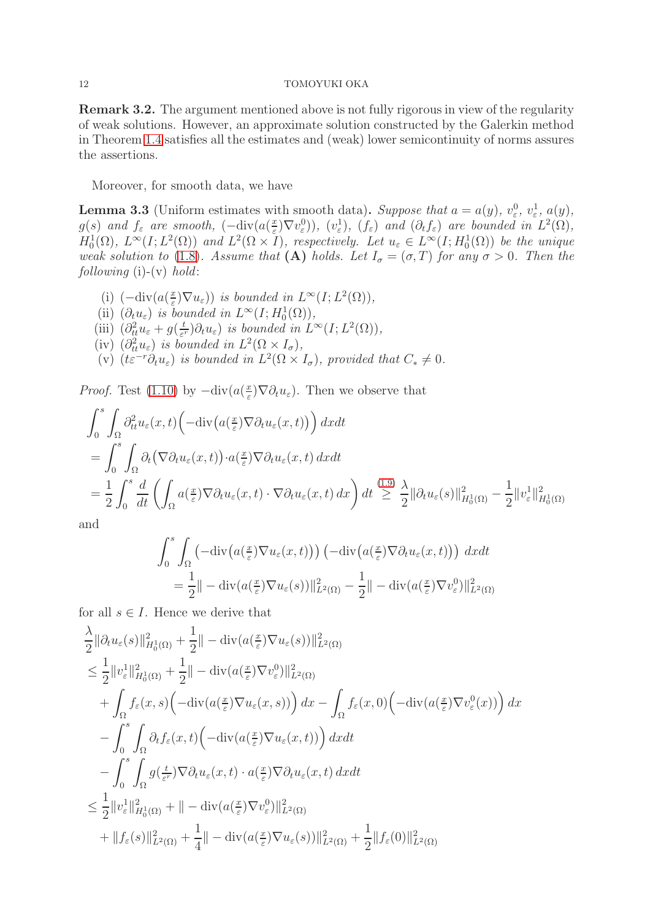**Remark 3.2.** The argument mentioned above is not fully rigorous in view of the regularity of weak solutions. However, an approximate solution constructed by the Galerkin method in Theorem 1.4 satisfies all the estimates and (weak) lower semicontinuity of norms assures the assertions.

Moreover, for smooth data, we have

**Lemma 3.3** (Uniform estimates with smooth data)**.** *Suppose that $a = a(y)$, $v_\varepsilon^0$, $v_\varepsilon^1$, $a(y)$, $g(s)$ and $f_\varepsilon$ are smooth, $(-\mathrm{div}(a(\frac{x}{\varepsilon})\nabla v_\varepsilon^0))$, $(v_\varepsilon^1)$, $(f_\varepsilon)$ and $(\partial_t f_\varepsilon)$ are bounded in $L^2(\Omega)$, $H_0^1(\Omega)$, $L^\infty(I; L^2(\Omega))$ and $L^2(\Omega \times I)$, respectively. Let $u_\varepsilon \in L^\infty(I; H_0^1(\Omega))$ be the unique weak solution to (1.8). Assume that* **(A)** *holds. Let $I_\sigma = (\sigma, T)$ for any $\sigma > 0$. Then the following* (i)-(v) *hold*:

(i) $(-\mathrm{div}(a(\frac{x}{\varepsilon})\nabla u_\varepsilon))$ *is bounded in $L^\infty(I; L^2(\Omega))$,*
(ii) $(\partial_t u_\varepsilon)$ *is bounded in $L^\infty(I; H_0^1(\Omega))$,*
(iii) $(\partial_{tt}^2 u_\varepsilon + g(\frac{t}{\varepsilon^r})\partial_t u_\varepsilon)$ *is bounded in $L^\infty(I; L^2(\Omega))$,*
(iv) $(\partial_{tt}^2 u_\varepsilon)$ *is bounded in $L^2(\Omega \times I_\sigma)$,*
(v) $(t\varepsilon^{-r}\partial_t u_\varepsilon)$ *is bounded in $L^2(\Omega \times I_\sigma)$, provided that $C_* \neq 0$.*

*Proof.* Test (1.10) by $-\mathrm{div}(a(\frac{x}{\varepsilon})\nabla \partial_t u_\varepsilon)$. Then we observe that

$$
\begin{aligned}
&\int_0^s \int_\Omega \partial_{tt}^2 u_\varepsilon(x,t)\Big(-\mathrm{div}\big(a(\tfrac{x}{\varepsilon})\nabla \partial_t u_\varepsilon(x,t)\big)\Big)\,dxdt \\
&= \int_0^s \int_\Omega \partial_t\big(\nabla \partial_t u_\varepsilon(x,t)\big)\cdot a(\tfrac{x}{\varepsilon})\nabla \partial_t u_\varepsilon(x,t)\,dxdt \\
&= \frac{1}{2}\int_0^s \frac{d}{dt}\left(\int_\Omega a(\tfrac{x}{\varepsilon})\nabla \partial_t u_\varepsilon(x,t)\cdot \nabla \partial_t u_\varepsilon(x,t)\,dx\right)dt \overset{(1.9)}{\geq} \frac{\lambda}{2}\|\partial_t u_\varepsilon(s)\|_{H_0^1(\Omega)}^2 - \frac{1}{2}\|v_\varepsilon^1\|_{H_0^1(\Omega)}^2
\end{aligned}
$$

and

$$
\begin{aligned}
&\int_0^s \int_\Omega \big(-\mathrm{div}\big(a(\tfrac{x}{\varepsilon})\nabla u_\varepsilon(x,t)\big)\big)\big(-\mathrm{div}\big(a(\tfrac{x}{\varepsilon})\nabla \partial_t u_\varepsilon(x,t)\big)\big)\,dxdt \\
&\quad = \frac{1}{2}\|-\mathrm{div}(a(\tfrac{x}{\varepsilon})\nabla u_\varepsilon(s))\|_{L^2(\Omega)}^2 - \frac{1}{2}\|-\mathrm{div}(a(\tfrac{x}{\varepsilon})\nabla v_\varepsilon^0)\|_{L^2(\Omega)}^2
\end{aligned}
$$

for all $s \in I$. Hence we derive that

$$
\begin{aligned}
&\frac{\lambda}{2}\|\partial_t u_\varepsilon(s)\|_{H_0^1(\Omega)}^2 + \frac{1}{2}\|-\mathrm{div}(a(\tfrac{x}{\varepsilon})\nabla u_\varepsilon(s))\|_{L^2(\Omega)}^2 \\
&\leq \frac{1}{2}\|v_\varepsilon^1\|_{H_0^1(\Omega)}^2 + \frac{1}{2}\|-\mathrm{div}(a(\tfrac{x}{\varepsilon})\nabla v_\varepsilon^0)\|_{L^2(\Omega)}^2 \\
&\quad + \int_\Omega f_\varepsilon(x,s)\Big(-\mathrm{div}(a(\tfrac{x}{\varepsilon})\nabla u_\varepsilon(x,s))\Big)\,dx - \int_\Omega f_\varepsilon(x,0)\Big(-\mathrm{div}(a(\tfrac{x}{\varepsilon})\nabla v_\varepsilon^0(x))\Big)\,dx \\
&\quad - \int_0^s \int_\Omega \partial_t f_\varepsilon(x,t)\Big(-\mathrm{div}(a(\tfrac{x}{\varepsilon})\nabla u_\varepsilon(x,t))\Big)\,dxdt \\
&\quad - \int_0^s \int_\Omega g(\tfrac{t}{\varepsilon^r})\nabla \partial_t u_\varepsilon(x,t)\cdot a(\tfrac{x}{\varepsilon})\nabla \partial_t u_\varepsilon(x,t)\,dxdt \\
&\leq \frac{1}{2}\|v_\varepsilon^1\|_{H_0^1(\Omega)}^2 + \|-\mathrm{div}(a(\tfrac{x}{\varepsilon})\nabla v_\varepsilon^0)\|_{L^2(\Omega)}^2 \\
&\quad + \|f_\varepsilon(s)\|_{L^2(\Omega)}^2 + \frac{1}{4}\|-\mathrm{div}(a(\tfrac{x}{\varepsilon})\nabla u_\varepsilon(s))\|_{L^2(\Omega)}^2 + \frac{1}{2}\|f_\varepsilon(0)\|_{L^2(\Omega)}^2
\end{aligned}
$$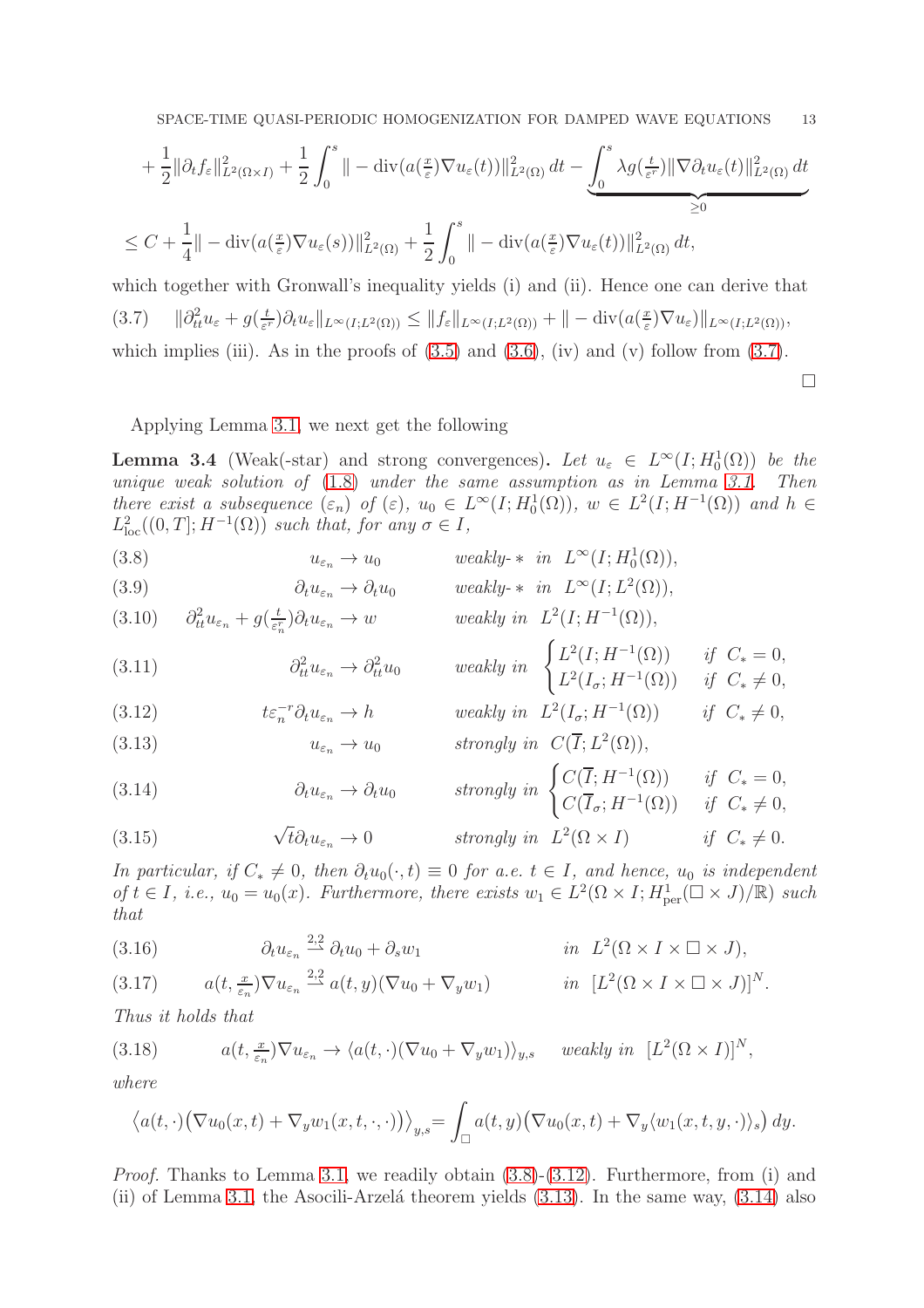$$
+\frac{1}{2}\|\partial_t f_\varepsilon\|^2_{L^2(\Omega\times I)} + \frac{1}{2}\int_0^s \| -\mathrm{div}(a(\tfrac{x}{\varepsilon})\nabla u_\varepsilon(t))\|^2_{L^2(\Omega)}\,dt - \underbrace{\int_0^s \lambda g(\tfrac{t}{\varepsilon^r})\|\nabla \partial_t u_\varepsilon(t)\|^2_{L^2(\Omega)}\,dt}_{\geq 0}
$$

$$
\leq C + \frac{1}{4}\| -\mathrm{div}(a(\tfrac{x}{\varepsilon})\nabla u_\varepsilon(s))\|^2_{L^2(\Omega)} + \frac{1}{2}\int_0^s \| -\mathrm{div}(a(\tfrac{x}{\varepsilon})\nabla u_\varepsilon(t))\|^2_{L^2(\Omega)}\,dt,
$$

which together with Gronwall's inequality yields (i) and (ii). Hence one can derive that

$$
\|\partial^2_{tt}u_\varepsilon + g(\tfrac{t}{\varepsilon^r})\partial_t u_\varepsilon\|_{L^\infty(I;L^2(\Omega))} \leq \|f_\varepsilon\|_{L^\infty(I;L^2(\Omega))} + \| -\mathrm{div}(a(\tfrac{x}{\varepsilon})\nabla u_\varepsilon)\|_{L^\infty(I;L^2(\Omega))}, \tag{3.7}
$$

which implies (iii). As in the proofs of (3.5) and (3.6), (iv) and (v) follow from (3.7). □

Applying Lemma 3.1, we next get the following

**Lemma 3.4** (Weak(-star) and strong convergences)**.** *Let $u_\varepsilon \in L^\infty(I;H^1_0(\Omega))$ be the unique weak solution of (1.8) under the same assumption as in Lemma 3.1. Then there exist a subsequence $(\varepsilon_n)$ of $(\varepsilon)$, $u_0 \in L^\infty(I;H^1_0(\Omega))$, $w \in L^2(I;H^{-1}(\Omega))$ and $h \in L^2_{\mathrm{loc}}((0,T];H^{-1}(\Omega))$ such that, for any $\sigma \in I$,*

$$
u_{\varepsilon_n} \to u_0 \qquad \text{weakly-}* \text{ in } L^\infty(I;H^1_0(\Omega)), \tag{3.8}
$$

$$
\partial_t u_{\varepsilon_n} \to \partial_t u_0 \qquad \text{weakly-}* \text{ in } L^\infty(I;L^2(\Omega)), \tag{3.9}
$$

$$
\partial^2_{tt}u_{\varepsilon_n} + g(\tfrac{t}{\varepsilon_n^r})\partial_t u_{\varepsilon_n} \to w \qquad \text{weakly in } L^2(I;H^{-1}(\Omega)), \tag{3.10}
$$

$$
\partial^2_{tt}u_{\varepsilon_n} \to \partial^2_{tt}u_0 \qquad \text{weakly in } \begin{cases} L^2(I;H^{-1}(\Omega)) & \text{if } C_* = 0, \\ L^2(I_\sigma;H^{-1}(\Omega)) & \text{if } C_* \neq 0, \end{cases} \tag{3.11}
$$

$$
t\varepsilon_n^{-r}\partial_t u_{\varepsilon_n} \to h \qquad \text{weakly in } L^2(I_\sigma;H^{-1}(\Omega)) \qquad \text{if } C_* \neq 0, \tag{3.12}
$$

$$
u_{\varepsilon_n} \to u_0 \qquad \text{strongly in } C(\overline{I};L^2(\Omega)), \tag{3.13}
$$

$$
\partial_t u_{\varepsilon_n} \to \partial_t u_0 \qquad \text{strongly in } \begin{cases} C(\overline{I};H^{-1}(\Omega)) & \text{if } C_* = 0, \\ C(\overline{I}_\sigma;H^{-1}(\Omega)) & \text{if } C_* \neq 0, \end{cases} \tag{3.14}
$$

$$
\sqrt{t}\partial_t u_{\varepsilon_n} \to 0 \qquad \text{strongly in } L^2(\Omega\times I) \qquad \text{if } C_* \neq 0. \tag{3.15}
$$

*In particular, if $C_* \neq 0$, then $\partial_t u_0(\cdot,t) \equiv 0$ for a.e. $t \in I$, and hence, $u_0$ is independent of $t \in I$, i.e., $u_0 = u_0(x)$. Furthermore, there exists $w_1 \in L^2(\Omega\times I;H^1_{\mathrm{per}}(\square\times J)/\mathbb{R})$ such that*

$$
\partial_t u_{\varepsilon_n} \overset{2,2}{\rightharpoonup} \partial_t u_0 + \partial_s w_1 \qquad \text{in } L^2(\Omega\times I\times\square\times J), \tag{3.16}
$$

$$
a(t,\tfrac{x}{\varepsilon_n})\nabla u_{\varepsilon_n} \overset{2,2}{\rightharpoonup} a(t,y)(\nabla u_0 + \nabla_y w_1) \qquad \text{in } [L^2(\Omega\times I\times\square\times J)]^N. \tag{3.17}
$$

*Thus it holds that*

$$
a(t,\tfrac{x}{\varepsilon_n})\nabla u_{\varepsilon_n} \to \langle a(t,\cdot)(\nabla u_0 + \nabla_y w_1)\rangle_{y,s} \quad \text{weakly in } [L^2(\Omega\times I)]^N, \tag{3.18}
$$

*where*

$$
\big\langle a(t,\cdot)\big(\nabla u_0(x,t) + \nabla_y w_1(x,t,\cdot,\cdot)\big)\big\rangle_{y,s} = \int_\square a(t,y)\big(\nabla u_0(x,t) + \nabla_y\langle w_1(x,t,y,\cdot)\rangle_s\big)\,dy.
$$

*Proof.* Thanks to Lemma 3.1, we readily obtain (3.8)-(3.12). Furthermore, from (i) and (ii) of Lemma 3.1, the Asocili-Arzelá theorem yields (3.13). In the same way, (3.14) also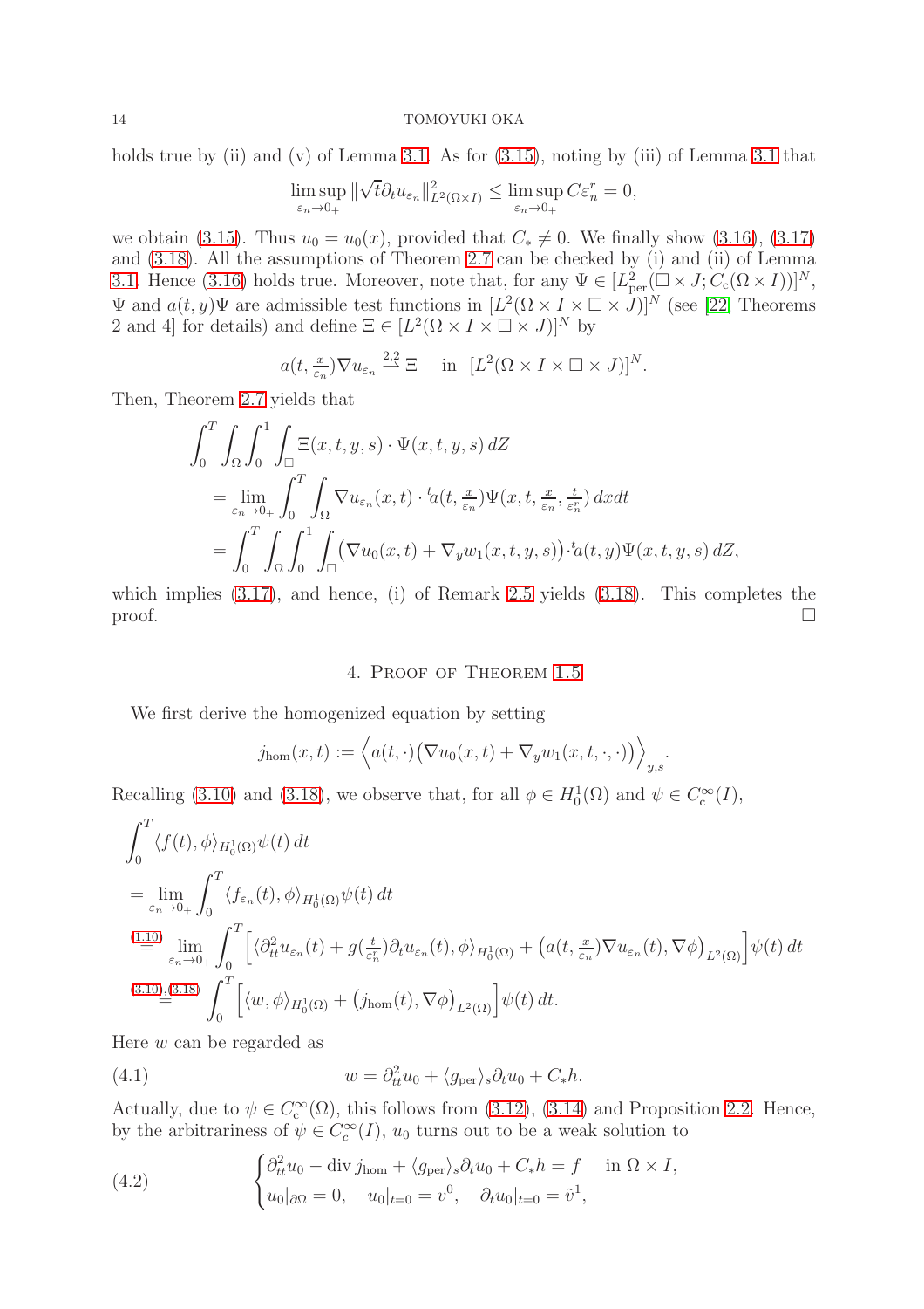holds true by (ii) and (v) of Lemma 3.1. As for (3.15), noting by (iii) of Lemma 3.1 that

$$\limsup_{\varepsilon_n \to 0_+} \|\sqrt{t}\partial_t u_{\varepsilon_n}\|^2_{L^2(\Omega\times I)} \le \limsup_{\varepsilon_n \to 0_+} C\varepsilon_n^r = 0,$$

we obtain (3.15). Thus $u_0 = u_0(x)$, provided that $C_* \neq 0$. We finally show (3.16), (3.17) and (3.18). All the assumptions of Theorem 2.7 can be checked by (i) and (ii) of Lemma 3.1. Hence (3.16) holds true. Moreover, note that, for any $\Psi \in [L^2_{\mathrm{per}}(\square \times J; C_{\mathrm{c}}(\Omega \times I))]^N$, $\Psi$ and $a(t,y)\Psi$ are admissible test functions in $[L^2(\Omega \times I \times \square \times J)]^N$ (see [22, Theorems 2 and 4] for details) and define $\Xi \in [L^2(\Omega \times I \times \square \times J)]^N$ by

$$a(t, \tfrac{x}{\varepsilon_n})\nabla u_{\varepsilon_n} \overset{2,2}{\rightharpoonup} \Xi \quad \text{in } \ [L^2(\Omega \times I \times \square \times J)]^N.$$

Then, Theorem 2.7 yields that

$$\begin{aligned}
&\int_0^T \int_\Omega \int_0^1 \int_\square \Xi(x,t,y,s)\cdot \Psi(x,t,y,s)\, dZ \\
&= \lim_{\varepsilon_n \to 0_+} \int_0^T \int_\Omega \nabla u_{\varepsilon_n}(x,t)\cdot {}^t a(t, \tfrac{x}{\varepsilon_n})\Psi(x,t,\tfrac{x}{\varepsilon_n}, \tfrac{t}{\varepsilon_n^r})\, dxdt \\
&= \int_0^T \int_\Omega \int_0^1 \int_\square \big(\nabla u_0(x,t) + \nabla_y w_1(x,t,y,s)\big)\cdot {}^t a(t,y)\Psi(x,t,y,s)\, dZ,
\end{aligned}$$

which implies (3.17), and hence, (i) of Remark 2.5 yields (3.18). This completes the proof. $\square$

## 4. Proof of Theorem 1.5

We first derive the homogenized equation by setting

$$j_{\mathrm{hom}}(x,t) := \Big\langle a(t,\cdot)\big(\nabla u_0(x,t) + \nabla_y w_1(x,t,\cdot,\cdot)\big)\Big\rangle_{y,s}.$$

Recalling (3.10) and (3.18), we observe that, for all $\phi \in H^1_0(\Omega)$ and $\psi \in C^\infty_{\mathrm{c}}(I)$,

$$\begin{aligned}
&\int_0^T \langle f(t), \phi\rangle_{H^1_0(\Omega)} \psi(t)\, dt \\
&= \lim_{\varepsilon_n \to 0_+} \int_0^T \langle f_{\varepsilon_n}(t), \phi\rangle_{H^1_0(\Omega)}\psi(t)\, dt \\
&\overset{(1.10)}{=} \lim_{\varepsilon_n \to 0_+} \int_0^T \Big[\langle \partial^2_{tt} u_{\varepsilon_n}(t) + g(\tfrac{t}{\varepsilon_n^r})\partial_t u_{\varepsilon_n}(t), \phi\rangle_{H^1_0(\Omega)} + \big(a(t,\tfrac{x}{\varepsilon_n})\nabla u_{\varepsilon_n}(t), \nabla\phi\big)_{L^2(\Omega)}\Big]\psi(t)\, dt \\
&\overset{(3.10),(3.18)}{=} \int_0^T \Big[\langle w, \phi\rangle_{H^1_0(\Omega)} + \big(j_{\mathrm{hom}}(t), \nabla \phi\big)_{L^2(\Omega)}\Big]\psi(t)\, dt.
\end{aligned}$$

Here $w$ can be regarded as

$$w = \partial^2_{tt} u_0 + \langle g_{\mathrm{per}}\rangle_s \partial_t u_0 + C_* h. \tag{4.1}$$

Actually, due to $\psi \in C^\infty_{\mathrm{c}}(\Omega)$, this follows from (3.12), (3.14) and Proposition 2.2. Hence, by the arbitrariness of $\psi \in C^\infty_c(I)$, $u_0$ turns out to be a weak solution to

$$\begin{cases} \partial^2_{tt} u_0 - \operatorname{div} j_{\mathrm{hom}} + \langle g_{\mathrm{per}}\rangle_s \partial_t u_0 + C_* h = f & \text{in } \Omega \times I, \\ u_0|_{\partial\Omega} = 0, \quad u_0|_{t=0} = v^0, \quad \partial_t u_0|_{t=0} = \tilde{v}^1, \end{cases} \tag{4.2}$$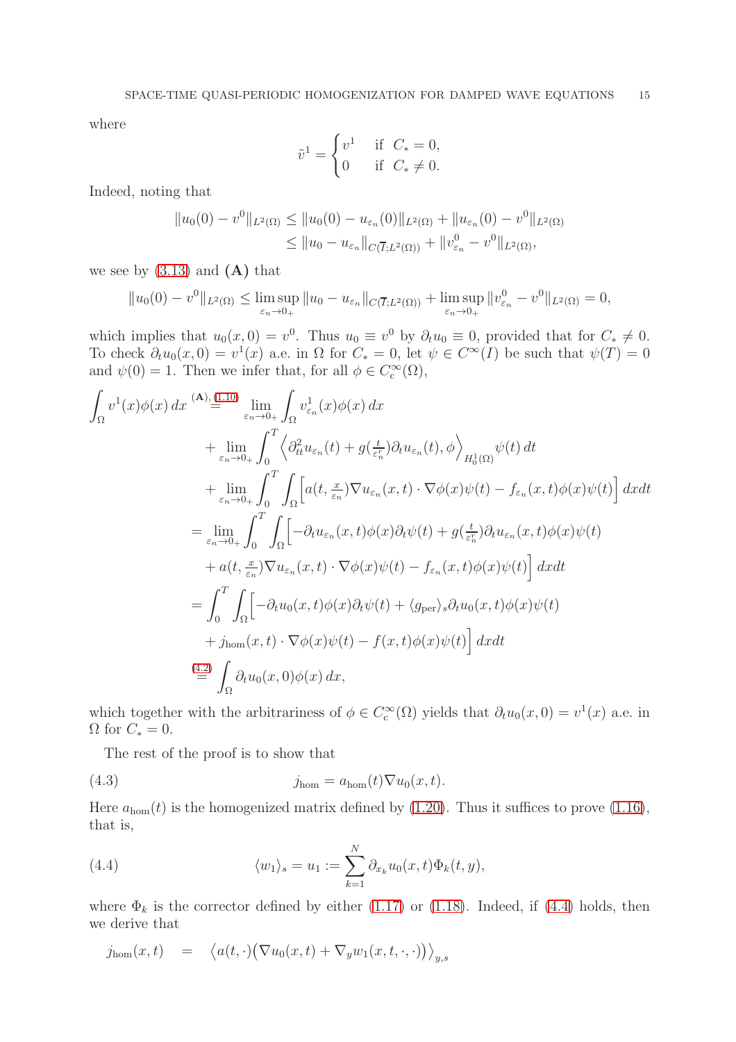where

$$\tilde{v}^1 = \begin{cases} v^1 & \text{if } C_* = 0, \\ 0 & \text{if } C_* \neq 0. \end{cases}$$

Indeed, noting that

$$\begin{aligned} \|u_0(0) - v^0\|_{L^2(\Omega)} &\leq \|u_0(0) - u_{\varepsilon_n}(0)\|_{L^2(\Omega)} + \|u_{\varepsilon_n}(0) - v^0\|_{L^2(\Omega)} \\ &\leq \|u_0 - u_{\varepsilon_n}\|_{C(\overline{I};L^2(\Omega))} + \|v^0_{\varepsilon_n} - v^0\|_{L^2(\Omega)}, \end{aligned}$$

we see by (3.13) and **(A)** that

$$\|u_0(0) - v^0\|_{L^2(\Omega)} \leq \limsup_{\varepsilon_n \to 0_+} \|u_0 - u_{\varepsilon_n}\|_{C(\overline{I};L^2(\Omega))} + \limsup_{\varepsilon_n \to 0_+} \|v^0_{\varepsilon_n} - v^0\|_{L^2(\Omega)} = 0,$$

which implies that $u_0(x,0) = v^0$. Thus $u_0 \equiv v^0$ by $\partial_t u_0 \equiv 0$, provided that for $C_* \neq 0$. To check $\partial_t u_0(x,0) = v^1(x)$ a.e. in $\Omega$ for $C_* = 0$, let $\psi \in C^\infty(I)$ be such that $\psi(T) = 0$ and $\psi(0) = 1$. Then we infer that, for all $\phi \in C^\infty_c(\Omega)$,

$$\begin{aligned} \int_\Omega v^1(x)\phi(x)\,dx &\overset{\textbf{(A)},(1.10)}{=} \lim_{\varepsilon_n \to 0_+} \int_\Omega v^1_{\varepsilon_n}(x)\phi(x)\,dx \\ &\quad + \lim_{\varepsilon_n \to 0_+} \int_0^T \left\langle \partial^2_{tt} u_{\varepsilon_n}(t) + g(\tfrac{t}{\varepsilon_n^r})\partial_t u_{\varepsilon_n}(t), \phi \right\rangle_{H^1_0(\Omega)} \psi(t)\,dt \\ &\quad + \lim_{\varepsilon_n \to 0_+} \int_0^T \int_\Omega \Big[ a(t, \tfrac{x}{\varepsilon_n})\nabla u_{\varepsilon_n}(x,t) \cdot \nabla\phi(x)\psi(t) - f_{\varepsilon_n}(x,t)\phi(x)\psi(t) \Big]\,dxdt \\ &= \lim_{\varepsilon_n \to 0_+} \int_0^T \int_\Omega \Big[ -\partial_t u_{\varepsilon_n}(x,t)\phi(x)\partial_t\psi(t) + g(\tfrac{t}{\varepsilon_n^r})\partial_t u_{\varepsilon_n}(x,t)\phi(x)\psi(t) \\ &\quad + a(t, \tfrac{x}{\varepsilon_n})\nabla u_{\varepsilon_n}(x,t) \cdot \nabla\phi(x)\psi(t) - f_{\varepsilon_n}(x,t)\phi(x)\psi(t) \Big]\,dxdt \\ &= \int_0^T \int_\Omega \Big[ -\partial_t u_0(x,t)\phi(x)\partial_t\psi(t) + \langle g_{\mathrm{per}} \rangle_s \partial_t u_0(x,t)\phi(x)\psi(t) \\ &\quad + j_{\mathrm{hom}}(x,t) \cdot \nabla\phi(x)\psi(t) - f(x,t)\phi(x)\psi(t) \Big]\,dxdt \\ &\overset{(4.2)}{=} \int_\Omega \partial_t u_0(x,0)\phi(x)\,dx, \end{aligned}$$

which together with the arbitrariness of $\phi \in C^\infty_c(\Omega)$ yields that $\partial_t u_0(x,0) = v^1(x)$ a.e. in $\Omega$ for $C_* = 0$.

The rest of the proof is to show that

$$j_{\mathrm{hom}} = a_{\mathrm{hom}}(t)\nabla u_0(x,t). \tag{4.3}$$

Here $a_{\mathrm{hom}}(t)$ is the homogenized matrix defined by (1.20). Thus it suffices to prove (1.16), that is,

$$\langle w_1 \rangle_s = u_1 := \sum_{k=1}^N \partial_{x_k} u_0(x,t)\Phi_k(t,y), \tag{4.4}$$

where $\Phi_k$ is the corrector defined by either (1.17) or (1.18). Indeed, if (4.4) holds, then we derive that

$$j_{\mathrm{hom}}(x,t) \quad = \quad \big\langle a(t,\cdot)\big(\nabla u_0(x,t) + \nabla_y w_1(x,t,\cdot,\cdot)\big) \big\rangle_{y,s}$$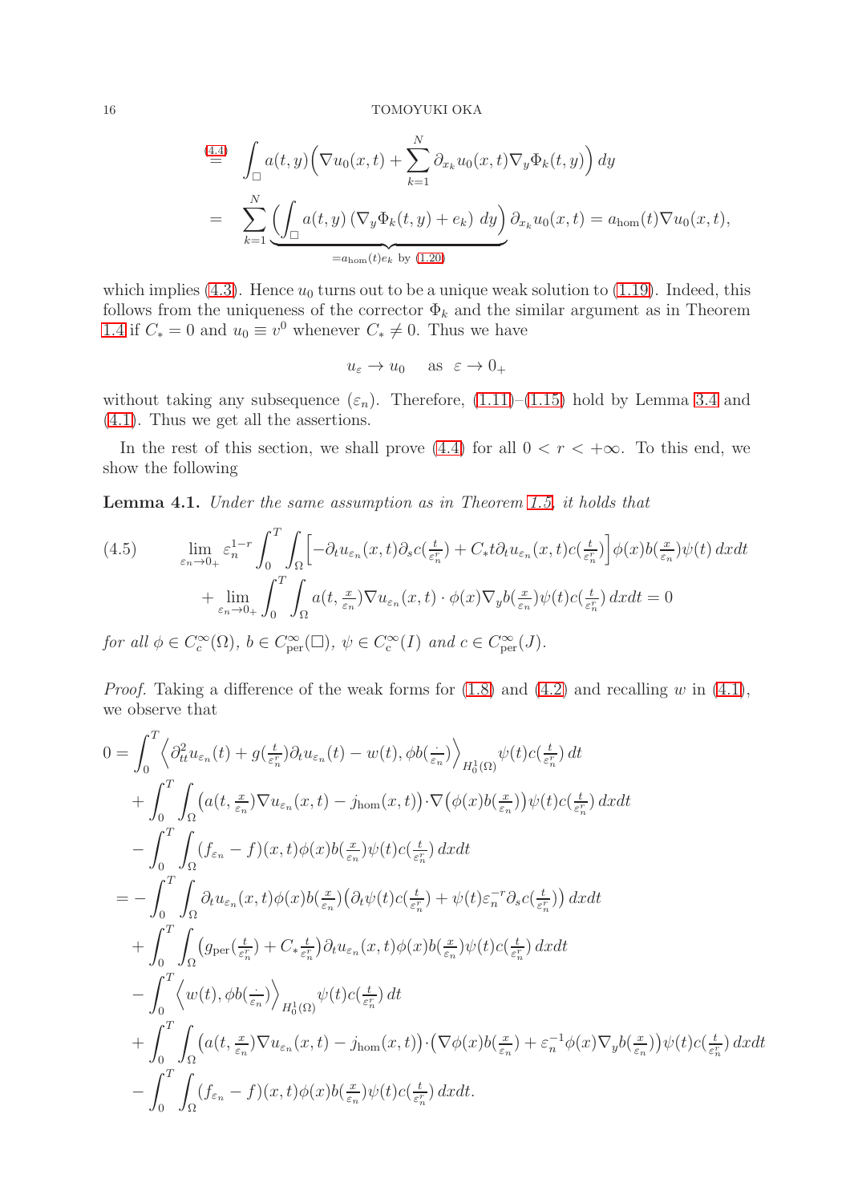$$
\begin{aligned}
&\overset{(4.4)}{=} \quad \int_\square a(t,y)\Big(\nabla u_0(x,t) + \sum_{k=1}^N \partial_{x_k} u_0(x,t) \nabla_y \Phi_k(t,y)\Big)\,dy \\
&= \quad \sum_{k=1}^N \underbrace{\Big(\int_\square a(t,y)\left(\nabla_y \Phi_k(t,y) + e_k\right)\,dy\Big)}_{=a_{\mathrm{hom}}(t)e_k \text{ by } (1.20)} \partial_{x_k} u_0(x,t) = a_{\mathrm{hom}}(t)\nabla u_0(x,t),
\end{aligned}
$$

which implies (4.3). Hence $u_0$ turns out to be a unique weak solution to (1.19). Indeed, this follows from the uniqueness of the corrector $\Phi_k$ and the similar argument as in Theorem 1.4 if $C_* = 0$ and $u_0 \equiv v^0$ whenever $C_* \neq 0$. Thus we have

$$
u_\varepsilon \to u_0 \quad \text{as} \quad \varepsilon \to 0_+
$$

without taking any subsequence $(\varepsilon_n)$. Therefore, (1.11)–(1.15) hold by Lemma 3.4 and (4.1). Thus we get all the assertions.

In the rest of this section, we shall prove (4.4) for all $0 < r < +\infty$. To this end, we show the following

**Lemma 4.1.** *Under the same assumption as in Theorem 1.5, it holds that*

$$
\begin{aligned}
(4.5) \qquad &\lim_{\varepsilon_n \to 0_+} \varepsilon_n^{1-r} \int_0^T \int_\Omega \Big[ -\partial_t u_{\varepsilon_n}(x,t) \partial_s c(\tfrac{t}{\varepsilon_n^r}) + C_* t \partial_t u_{\varepsilon_n}(x,t) c(\tfrac{t}{\varepsilon_n^r}) \Big] \phi(x) b(\tfrac{x}{\varepsilon_n}) \psi(t)\,dxdt \\
&\quad + \lim_{\varepsilon_n \to 0_+} \int_0^T \int_\Omega a(t, \tfrac{x}{\varepsilon_n}) \nabla u_{\varepsilon_n}(x,t) \cdot \phi(x) \nabla_y b(\tfrac{x}{\varepsilon_n}) \psi(t) c(\tfrac{t}{\varepsilon_n^r})\,dxdt = 0
\end{aligned}
$$

*for all $\phi \in C^\infty_c(\Omega)$, $b \in C^\infty_{\mathrm{per}}(\square)$, $\psi \in C^\infty_c(I)$ and $c \in C^\infty_{\mathrm{per}}(J)$.*

*Proof.* Taking a difference of the weak forms for (1.8) and (4.2) and recalling $w$ in (4.1), we observe that

$$
\begin{aligned}
0 &= \int_0^T \Big\langle \partial^2_{tt} u_{\varepsilon_n}(t) + g(\tfrac{t}{\varepsilon_n^r}) \partial_t u_{\varepsilon_n}(t) - w(t), \phi b(\tfrac{\cdot}{\varepsilon_n}) \Big\rangle_{H^1_0(\Omega)} \psi(t) c(\tfrac{t}{\varepsilon_n^r})\,dt \\
&\quad + \int_0^T \int_\Omega \big( a(t, \tfrac{x}{\varepsilon_n}) \nabla u_{\varepsilon_n}(x,t) - j_{\mathrm{hom}}(x,t) \big) \cdot \nabla \big( \phi(x) b(\tfrac{x}{\varepsilon_n}) \big) \psi(t) c(\tfrac{t}{\varepsilon_n^r})\,dxdt \\
&\quad - \int_0^T \int_\Omega (f_{\varepsilon_n} - f)(x,t) \phi(x) b(\tfrac{x}{\varepsilon_n}) \psi(t) c(\tfrac{t}{\varepsilon_n^r})\,dxdt \\
&= - \int_0^T \int_\Omega \partial_t u_{\varepsilon_n}(x,t) \phi(x) b(\tfrac{x}{\varepsilon_n}) \big( \partial_t \psi(t) c(\tfrac{t}{\varepsilon_n^r}) + \psi(t) \varepsilon_n^{-r} \partial_s c(\tfrac{t}{\varepsilon_n^r}) \big)\,dxdt \\
&\quad + \int_0^T \int_\Omega \big( g_{\mathrm{per}}(\tfrac{t}{\varepsilon_n^r}) + C_* \tfrac{t}{\varepsilon_n^r} \big) \partial_t u_{\varepsilon_n}(x,t) \phi(x) b(\tfrac{x}{\varepsilon_n}) \psi(t) c(\tfrac{t}{\varepsilon_n^r})\,dxdt \\
&\quad - \int_0^T \Big\langle w(t), \phi b(\tfrac{\cdot}{\varepsilon_n}) \Big\rangle_{H^1_0(\Omega)} \psi(t) c(\tfrac{t}{\varepsilon_n^r})\,dt \\
&\quad + \int_0^T \int_\Omega \big( a(t, \tfrac{x}{\varepsilon_n}) \nabla u_{\varepsilon_n}(x,t) - j_{\mathrm{hom}}(x,t) \big) \cdot \big( \nabla \phi(x) b(\tfrac{x}{\varepsilon_n}) + \varepsilon_n^{-1} \phi(x) \nabla_y b(\tfrac{x}{\varepsilon_n}) \big) \psi(t) c(\tfrac{t}{\varepsilon_n^r})\,dxdt \\
&\quad - \int_0^T \int_\Omega (f_{\varepsilon_n} - f)(x,t) \phi(x) b(\tfrac{x}{\varepsilon_n}) \psi(t) c(\tfrac{t}{\varepsilon_n^r})\,dxdt.
\end{aligned}
$$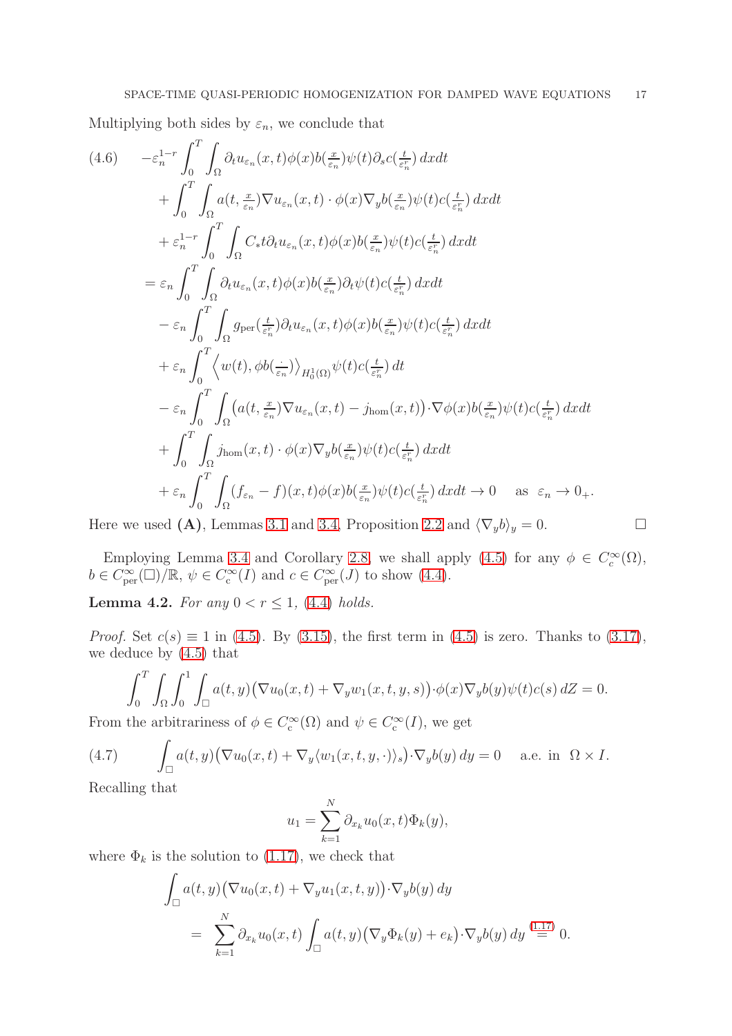Multiplying both sides by $\varepsilon_n$, we conclude that

$$
\begin{aligned}
(4.6)\qquad & -\varepsilon_n^{1-r}\int_0^T\int_\Omega \partial_t u_{\varepsilon_n}(x,t)\phi(x)b(\tfrac{x}{\varepsilon_n})\psi(t)\partial_s c(\tfrac{t}{\varepsilon_n^r})\,dxdt\\
&+\int_0^T\int_\Omega a(t,\tfrac{x}{\varepsilon_n})\nabla u_{\varepsilon_n}(x,t)\cdot\phi(x)\nabla_y b(\tfrac{x}{\varepsilon_n})\psi(t)c(\tfrac{t}{\varepsilon_n^r})\,dxdt\\
&+\varepsilon_n^{1-r}\int_0^T\int_\Omega C_* t\partial_t u_{\varepsilon_n}(x,t)\phi(x)b(\tfrac{x}{\varepsilon_n})\psi(t)c(\tfrac{t}{\varepsilon_n^r})\,dxdt\\
&=\varepsilon_n\int_0^T\int_\Omega \partial_t u_{\varepsilon_n}(x,t)\phi(x)b(\tfrac{x}{\varepsilon_n})\partial_t\psi(t)c(\tfrac{t}{\varepsilon_n^r})\,dxdt\\
&-\varepsilon_n\int_0^T\int_\Omega g_{\rm per}(\tfrac{t}{\varepsilon_n^r})\partial_t u_{\varepsilon_n}(x,t)\phi(x)b(\tfrac{x}{\varepsilon_n})\psi(t)c(\tfrac{t}{\varepsilon_n^r})\,dxdt\\
&+\varepsilon_n\int_0^T\left\langle w(t),\phi b(\tfrac{\cdot}{\varepsilon_n})\right\rangle_{H_0^1(\Omega)}\psi(t)c(\tfrac{t}{\varepsilon_n^r})\,dt\\
&-\varepsilon_n\int_0^T\int_\Omega\big(a(t,\tfrac{x}{\varepsilon_n})\nabla u_{\varepsilon_n}(x,t)-j_{\rm hom}(x,t)\big)\cdot\nabla\phi(x)b(\tfrac{x}{\varepsilon_n})\psi(t)c(\tfrac{t}{\varepsilon_n^r})\,dxdt\\
&+\int_0^T\int_\Omega j_{\rm hom}(x,t)\cdot\phi(x)\nabla_y b(\tfrac{x}{\varepsilon_n})\psi(t)c(\tfrac{t}{\varepsilon_n^r})\,dxdt\\
&+\varepsilon_n\int_0^T\int_\Omega(f_{\varepsilon_n}-f)(x,t)\phi(x)b(\tfrac{x}{\varepsilon_n})\psi(t)c(\tfrac{t}{\varepsilon_n^r})\,dxdt\to 0\quad\text{ as }\ \varepsilon_n\to 0_+.
\end{aligned}
$$

Here we used **(A)**, Lemmas 3.1 and 3.4, Proposition 2.2 and $\langle\nabla_y b\rangle_y=0$. $\square$

Employing Lemma 3.4 and Corollary 2.8, we shall apply (4.5) for any $\phi\in C_c^\infty(\Omega)$, $b\in C^\infty_{\rm per}(\square)/\mathbb{R}$, $\psi\in C^\infty_{\rm c}(I)$ and $c\in C^\infty_{\rm per}(J)$ to show (4.4).

**Lemma 4.2.** *For any $0<r\le 1$, (4.4) holds.*

*Proof.* Set $c(s)\equiv 1$ in (4.5). By (3.15), the first term in (4.5) is zero. Thanks to (3.17), we deduce by (4.5) that

$$
\int_0^T\int_\Omega\int_0^1\int_\square a(t,y)\big(\nabla u_0(x,t)+\nabla_y w_1(x,t,y,s)\big)\cdot\phi(x)\nabla_y b(y)\psi(t)c(s)\,dZ=0.
$$

From the arbitrariness of $\phi\in C_c^\infty(\Omega)$ and $\psi\in C_c^\infty(I)$, we get

$$
(4.7)\qquad \int_\square a(t,y)\big(\nabla u_0(x,t)+\nabla_y\langle w_1(x,t,y,\cdot)\rangle_s\big)\cdot\nabla_y b(y)\,dy=0\quad\text{ a.e. in }\ \Omega\times I.
$$

Recalling that

$$
u_1=\sum_{k=1}^N\partial_{x_k}u_0(x,t)\Phi_k(y),
$$

where $\Phi_k$ is the solution to (1.17), we check that

$$
\begin{aligned}
&\int_\square a(t,y)\big(\nabla u_0(x,t)+\nabla_y u_1(x,t,y)\big)\cdot\nabla_y b(y)\,dy\\
&\quad=\ \sum_{k=1}^N\partial_{x_k}u_0(x,t)\int_\square a(t,y)\big(\nabla_y\Phi_k(y)+e_k\big)\cdot\nabla_y b(y)\,dy\overset{(1.17)}{=}0.
\end{aligned}
$$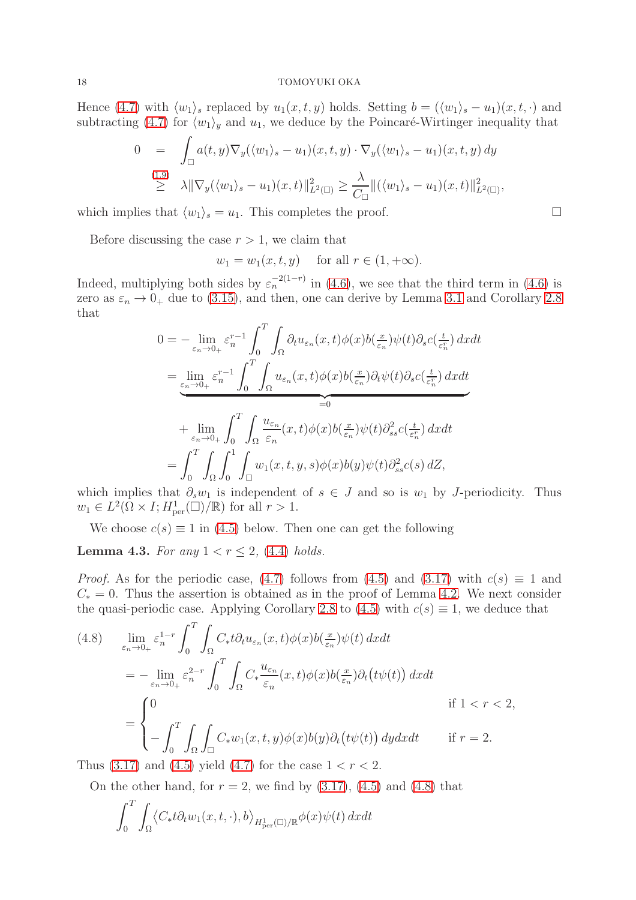Hence (4.7) with $\langle w_1 \rangle_s$ replaced by $u_1(x,t,y)$ holds. Setting $b = (\langle w_1 \rangle_s - u_1)(x,t,\cdot)$ and subtracting (4.7) for $\langle w_1 \rangle_y$ and $u_1$, we deduce by the Poincaré-Wirtinger inequality that

$$
\begin{aligned}
0 &= \int_\square a(t,y)\nabla_y(\langle w_1 \rangle_s - u_1)(x,t,y)\cdot \nabla_y(\langle w_1 \rangle_s - u_1)(x,t,y)\,dy \\
&\overset{(1.9)}{\geq} \lambda \|\nabla_y(\langle w_1 \rangle_s - u_1)(x,t)\|^2_{L^2(\square)} \geq \frac{\lambda}{C_\square}\|(\langle w_1 \rangle_s - u_1)(x,t)\|^2_{L^2(\square)},
\end{aligned}
$$

which implies that $\langle w_1 \rangle_s = u_1$. This completes the proof. $\square$

Before discussing the case $r > 1$, we claim that

$$
w_1 = w_1(x,t,y) \quad \text{for all } r \in (1,+\infty).
$$

Indeed, multiplying both sides by $\varepsilon_n^{-2(1-r)}$ in (4.6), we see that the third term in (4.6) is zero as $\varepsilon_n \to 0_+$ due to (3.15), and then, one can derive by Lemma 3.1 and Corollary 2.8 that

$$
\begin{aligned}
0 &= -\lim_{\varepsilon_n \to 0_+} \varepsilon_n^{r-1}\int_0^T\int_\Omega \partial_t u_{\varepsilon_n}(x,t)\phi(x)b(\tfrac{x}{\varepsilon_n})\psi(t)\partial_s c(\tfrac{t}{\varepsilon_n^r})\,dxdt \\
&= \underbrace{\lim_{\varepsilon_n \to 0_+} \varepsilon_n^{r-1}\int_0^T\int_\Omega u_{\varepsilon_n}(x,t)\phi(x)b(\tfrac{x}{\varepsilon_n})\partial_t\psi(t)\partial_s c(\tfrac{t}{\varepsilon_n^r})\,dxdt}_{=0} \\
&\quad + \lim_{\varepsilon_n \to 0_+}\int_0^T\int_\Omega \frac{u_{\varepsilon_n}}{\varepsilon_n}(x,t)\phi(x)b(\tfrac{x}{\varepsilon_n})\psi(t)\partial^2_{ss}c(\tfrac{t}{\varepsilon_n^r})\,dxdt \\
&= \int_0^T\int_\Omega\int_0^1\int_\square w_1(x,t,y,s)\phi(x)b(y)\psi(t)\partial^2_{ss}c(s)\,dZ,
\end{aligned}
$$

which implies that $\partial_s w_1$ is independent of $s \in J$ and so is $w_1$ by $J$-periodicity. Thus $w_1 \in L^2(\Omega \times I; H^1_{\mathrm{per}}(\square)/\mathbb{R})$ for all $r > 1$.

We choose $c(s) \equiv 1$ in (4.5) below. Then one can get the following

**Lemma 4.3.** *For any $1 < r \leq 2$, (4.4) holds.*

*Proof.* As for the periodic case, (4.7) follows from (4.5) and (3.17) with $c(s) \equiv 1$ and $C_* = 0$. Thus the assertion is obtained as in the proof of Lemma 4.2. We next consider the quasi-periodic case. Applying Corollary 2.8 to (4.5) with $c(s) \equiv 1$, we deduce that

$$
\begin{aligned}
(4.8) \qquad &\lim_{\varepsilon_n \to 0_+} \varepsilon_n^{1-r}\int_0^T\int_\Omega C_* t\partial_t u_{\varepsilon_n}(x,t)\phi(x)b(\tfrac{x}{\varepsilon_n})\psi(t)\,dxdt \\
&= -\lim_{\varepsilon_n \to 0_+} \varepsilon_n^{2-r}\int_0^T\int_\Omega C_*\frac{u_{\varepsilon_n}}{\varepsilon_n}(x,t)\phi(x)b(\tfrac{x}{\varepsilon_n})\partial_t\big(t\psi(t)\big)\,dxdt \\
&= \begin{cases} 0 & \text{if } 1 < r < 2, \\ -\displaystyle\int_0^T\int_\Omega\int_\square C_* w_1(x,t,y)\phi(x)b(y)\partial_t\big(t\psi(t)\big)\,dydxdt & \text{if } r = 2. \end{cases}
\end{aligned}
$$

Thus (3.17) and (4.5) yield (4.7) for the case $1 < r < 2$.

On the other hand, for $r = 2$, we find by (3.17), (4.5) and (4.8) that

$$
\int_0^T\int_\Omega \big\langle C_* t\partial_t w_1(x,t,\cdot), b\big\rangle_{H^1_{\mathrm{per}}(\square)/\mathbb{R}}\phi(x)\psi(t)\,dxdt
$$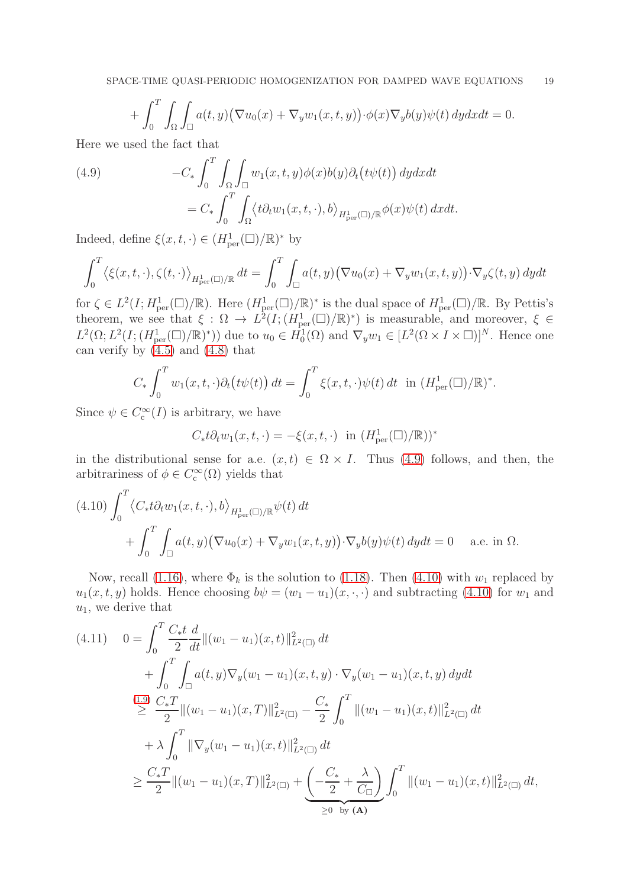$$+ \int_0^T \int_\Omega \int_\square a(t,y)\big(\nabla u_0(x) + \nabla_y w_1(x,t,y)\big)\cdot\phi(x)\nabla_y b(y)\psi(t)\,dydxdt = 0.$$

Here we used the fact that

$$\begin{aligned}
(4.9) \qquad -C_* \int_0^T \int_\Omega \int_\square & w_1(x,t,y)\phi(x)b(y)\partial_t\big(t\psi(t)\big)\,dydxdt \\
&= C_* \int_0^T \int_\Omega \big\langle t\partial_t w_1(x,t,\cdot), b\big\rangle_{H^1_{\mathrm{per}}(\square)/\mathbb{R}} \phi(x)\psi(t)\,dxdt.
\end{aligned}$$

Indeed, define $\xi(x,t,\cdot) \in (H^1_{\mathrm{per}}(\square)/\mathbb{R})^*$ by

$$\int_0^T \big\langle \xi(x,t,\cdot), \zeta(t,\cdot)\big\rangle_{H^1_{\mathrm{per}}(\square)/\mathbb{R}}\,dt = \int_0^T \int_\square a(t,y)\big(\nabla u_0(x) + \nabla_y w_1(x,t,y)\big)\cdot\nabla_y \zeta(t,y)\,dydt$$

for $\zeta \in L^2(I; H^1_{\mathrm{per}}(\square)/\mathbb{R})$. Here $(H^1_{\mathrm{per}}(\square)/\mathbb{R})^*$ is the dual space of $H^1_{\mathrm{per}}(\square)/\mathbb{R}$. By Pettis's theorem, we see that $\xi : \Omega \to L^2(I; (H^1_{\mathrm{per}}(\square)/\mathbb{R})^*)$ is measurable, and moreover, $\xi \in L^2(\Omega; L^2(I; (H^1_{\mathrm{per}}(\square)/\mathbb{R})^*))$ due to $u_0 \in H^1_0(\Omega)$ and $\nabla_y w_1 \in [L^2(\Omega \times I \times \square)]^N$. Hence one can verify by (4.5) and (4.8) that

$$C_* \int_0^T w_1(x,t,\cdot)\partial_t\big(t\psi(t)\big)\,dt = \int_0^T \xi(x,t,\cdot)\psi(t)\,dt \quad \text{in } (H^1_{\mathrm{per}}(\square)/\mathbb{R})^*.$$

Since $\psi \in C^\infty_c(I)$ is arbitrary, we have

$$C_* t\partial_t w_1(x,t,\cdot) = -\xi(x,t,\cdot) \quad \text{in } (H^1_{\mathrm{per}}(\square)/\mathbb{R}))^*$$

in the distributional sense for a.e. $(x,t) \in \Omega \times I$. Thus (4.9) follows, and then, the arbitrariness of $\phi \in C^\infty_c(\Omega)$ yields that

$$\begin{aligned}
(4.10) \quad \int_0^T & \big\langle C_* t\partial_t w_1(x,t,\cdot), b\big\rangle_{H^1_{\mathrm{per}}(\square)/\mathbb{R}} \psi(t)\,dt \\
&+ \int_0^T \int_\square a(t,y)\big(\nabla u_0(x) + \nabla_y w_1(x,t,y)\big)\cdot\nabla_y b(y)\psi(t)\,dydt = 0 \quad \text{ a.e. in } \Omega.
\end{aligned}$$

Now, recall (1.16), where $\Phi_k$ is the solution to (1.18). Then (4.10) with $w_1$ replaced by $u_1(x,t,y)$ holds. Hence choosing $b\psi = (w_1 - u_1)(x,\cdot,\cdot)$ and subtracting (4.10) for $w_1$ and $u_1$, we derive that

$$\begin{aligned}
(4.11) \quad 0 &= \int_0^T \frac{C_* t}{2}\frac{d}{dt}\|(w_1 - u_1)(x,t)\|^2_{L^2(\square)}\,dt \\
&\quad + \int_0^T \int_\square a(t,y)\nabla_y(w_1 - u_1)(x,t,y)\cdot\nabla_y(w_1 - u_1)(x,t,y)\,dydt \\
&\overset{(1.9)}{\geq} \frac{C_* T}{2}\|(w_1 - u_1)(x,T)\|^2_{L^2(\square)} - \frac{C_*}{2}\int_0^T \|(w_1 - u_1)(x,t)\|^2_{L^2(\square)}\,dt \\
&\quad + \lambda \int_0^T \|\nabla_y(w_1 - u_1)(x,t)\|^2_{L^2(\square)}\,dt \\
&\geq \frac{C_* T}{2}\|(w_1 - u_1)(x,T)\|^2_{L^2(\square)} + \underbrace{\left(-\frac{C_*}{2} + \frac{\lambda}{C_\square}\right)}_{\geq 0 \text{ by } \mathbf{(A)}}\int_0^T \|(w_1 - u_1)(x,t)\|^2_{L^2(\square)}\,dt,
\end{aligned}$$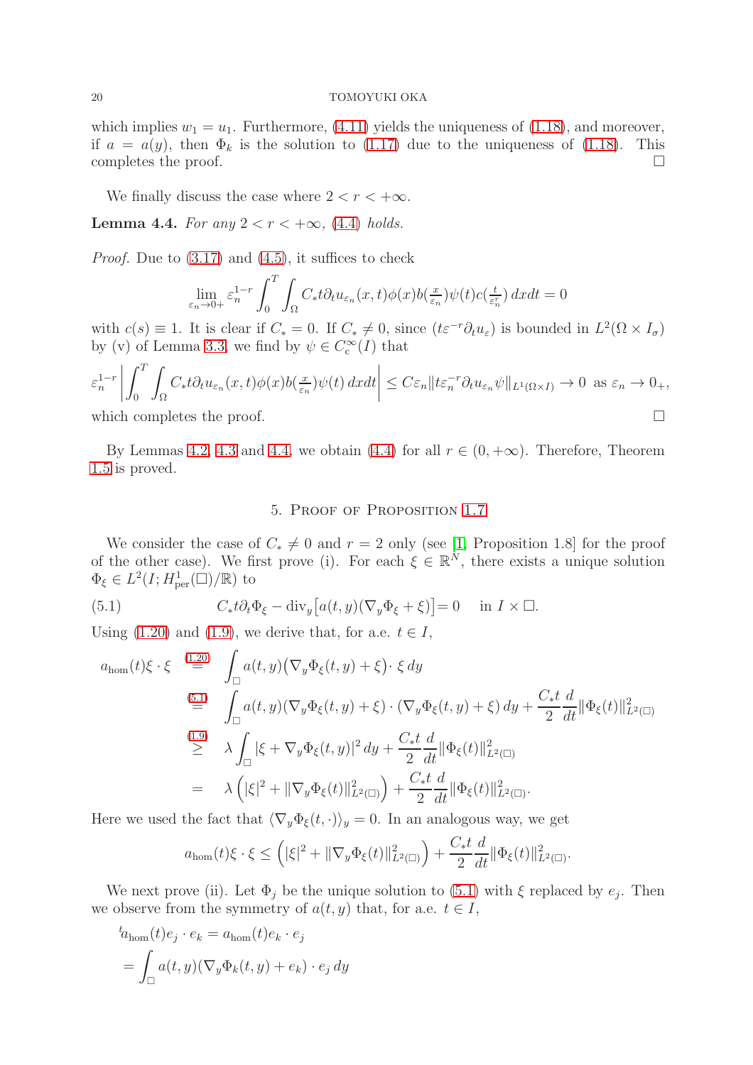which implies $w_1 = u_1$. Furthermore, (4.11) yields the uniqueness of (1.18), and moreover, if $a = a(y)$, then $\Phi_k$ is the solution to (1.17) due to the uniqueness of (1.18). This completes the proof. □

We finally discuss the case where $2 < r < +\infty$.

**Lemma 4.4.** *For any $2 < r < +\infty$, (4.4) holds.*

*Proof.* Due to (3.17) and (4.5), it suffices to check

$$\lim_{\varepsilon_n \to 0+} \varepsilon_n^{1-r} \int_0^T \int_\Omega C_* t \partial_t u_{\varepsilon_n}(x,t) \phi(x) b(\tfrac{x}{\varepsilon_n}) \psi(t) c(\tfrac{t}{\varepsilon_n^r})\, dxdt = 0$$

with $c(s) \equiv 1$. It is clear if $C_* = 0$. If $C_* \neq 0$, since $(t\varepsilon^{-r}\partial_t u_\varepsilon)$ is bounded in $L^2(\Omega \times I_\sigma)$ by (v) of Lemma 3.3, we find by $\psi \in C_c^\infty(I)$ that

$$\varepsilon_n^{1-r} \left| \int_0^T \int_\Omega C_* t \partial_t u_{\varepsilon_n}(x,t) \phi(x) b(\tfrac{x}{\varepsilon_n}) \psi(t)\, dxdt \right| \le C\varepsilon_n \| t\varepsilon_n^{-r} \partial_t u_{\varepsilon_n} \psi \|_{L^1(\Omega \times I)} \to 0 \text{ as } \varepsilon_n \to 0_+,$$

which completes the proof. □

By Lemmas 4.2, 4.3 and 4.4, we obtain (4.4) for all $r \in (0, +\infty)$. Therefore, Theorem 1.5 is proved.

## 5. Proof of Proposition 1.7

We consider the case of $C_* \neq 0$ and $r = 2$ only (see [1, Proposition 1.8] for the proof of the other case). We first prove (i). For each $\xi \in \mathbb{R}^N$, there exists a unique solution $\Phi_\xi \in L^2(I; H^1_{\mathrm{per}}(\square)/\mathbb{R})$ to

$$C_* t \partial_t \Phi_\xi - \mathrm{div}_y\big[a(t,y)(\nabla_y \Phi_\xi + \xi)\big] = 0 \quad \text{in } I \times \square. \tag{5.1}$$

Using (1.20) and (1.9), we derive that, for a.e. $t \in I$,

$$\begin{aligned}
a_{\mathrm{hom}}(t)\xi \cdot \xi &\overset{(1.20)}{=} \int_\square a(t,y)\big(\nabla_y \Phi_\xi(t,y) + \xi\big) \cdot \xi \, dy \\
&\overset{(5.1)}{=} \int_\square a(t,y)(\nabla_y \Phi_\xi(t,y) + \xi) \cdot (\nabla_y \Phi_\xi(t,y) + \xi)\, dy + \frac{C_* t}{2} \frac{d}{dt} \|\Phi_\xi(t)\|^2_{L^2(\square)} \\
&\overset{(1.9)}{\ge} \lambda \int_\square |\xi + \nabla_y \Phi_\xi(t,y)|^2 \, dy + \frac{C_* t}{2} \frac{d}{dt} \|\Phi_\xi(t)\|^2_{L^2(\square)} \\
&= \lambda \left( |\xi|^2 + \|\nabla_y \Phi_\xi(t)\|^2_{L^2(\square)} \right) + \frac{C_* t}{2} \frac{d}{dt} \|\Phi_\xi(t)\|^2_{L^2(\square)}.
\end{aligned}$$

Here we used the fact that $\langle \nabla_y \Phi_\xi(t,\cdot) \rangle_y = 0$. In an analogous way, we get

$$a_{\mathrm{hom}}(t)\xi \cdot \xi \le \left( |\xi|^2 + \|\nabla_y \Phi_\xi(t)\|^2_{L^2(\square)} \right) + \frac{C_* t}{2} \frac{d}{dt} \|\Phi_\xi(t)\|^2_{L^2(\square)}.$$

We next prove (ii). Let $\Phi_j$ be the unique solution to (5.1) with $\xi$ replaced by $e_j$. Then we observe from the symmetry of $a(t,y)$ that, for a.e. $t \in I$,

$$\begin{aligned}
&{}^t a_{\mathrm{hom}}(t) e_j \cdot e_k = a_{\mathrm{hom}}(t) e_k \cdot e_j \\
&= \int_\square a(t,y)(\nabla_y \Phi_k(t,y) + e_k) \cdot e_j \, dy
\end{aligned}$$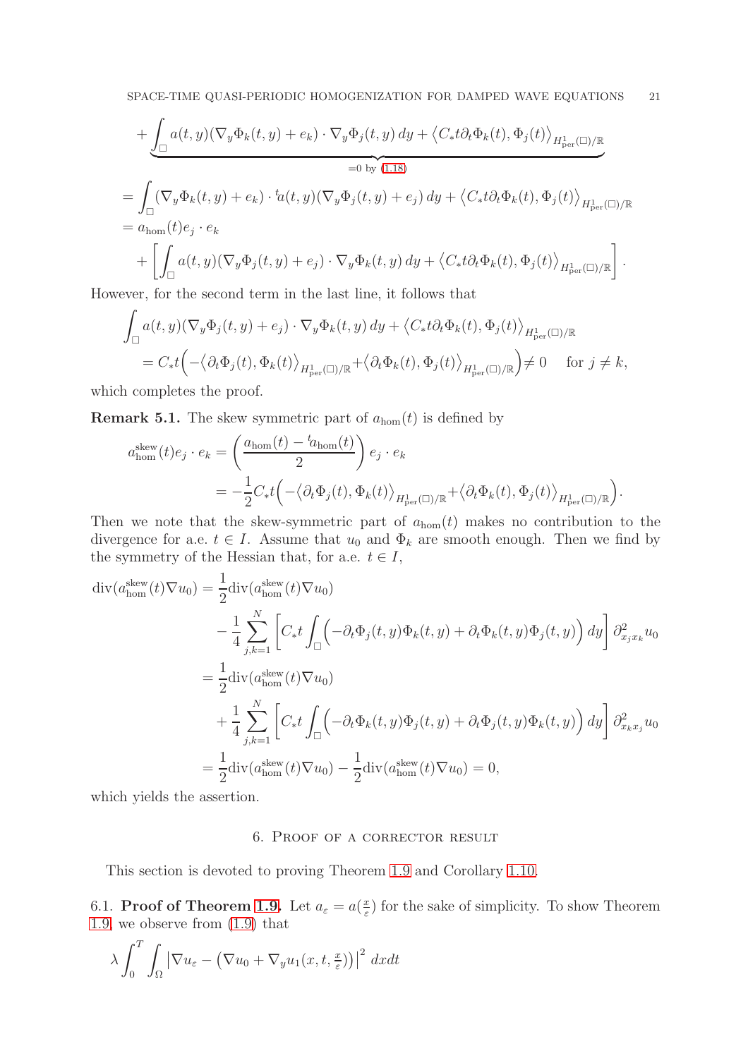$$
\begin{aligned}
&+ \underbrace{\int_\square a(t,y)(\nabla_y \Phi_k(t,y) + e_k)\cdot \nabla_y \Phi_j(t,y)\,dy + \left\langle C_* t \partial_t \Phi_k(t), \Phi_j(t)\right\rangle_{H^1_{\mathrm{per}}(\square)/\mathbb{R}}}_{=0 \text{ by (1.18)}} \\
&= \int_\square (\nabla_y \Phi_k(t,y) + e_k)\cdot {}^t\!a(t,y)(\nabla_y \Phi_j(t,y) + e_j)\,dy + \left\langle C_* t \partial_t \Phi_k(t), \Phi_j(t)\right\rangle_{H^1_{\mathrm{per}}(\square)/\mathbb{R}} \\
&= a_{\mathrm{hom}}(t) e_j \cdot e_k \\
&\quad + \left[ \int_\square a(t,y)(\nabla_y \Phi_j(t,y) + e_j)\cdot \nabla_y \Phi_k(t,y)\,dy + \left\langle C_* t \partial_t \Phi_k(t), \Phi_j(t)\right\rangle_{H^1_{\mathrm{per}}(\square)/\mathbb{R}} \right].
\end{aligned}
$$

However, for the second term in the last line, it follows that

$$
\begin{aligned}
&\int_\square a(t,y)(\nabla_y \Phi_j(t,y) + e_j)\cdot \nabla_y \Phi_k(t,y)\,dy + \left\langle C_* t \partial_t \Phi_k(t), \Phi_j(t)\right\rangle_{H^1_{\mathrm{per}}(\square)/\mathbb{R}} \\
&\quad = C_* t \Big( -\left\langle \partial_t \Phi_j(t), \Phi_k(t)\right\rangle_{H^1_{\mathrm{per}}(\square)/\mathbb{R}} + \left\langle \partial_t \Phi_k(t), \Phi_j(t)\right\rangle_{H^1_{\mathrm{per}}(\square)/\mathbb{R}} \Big) \neq 0 \quad \text{ for } j \neq k,
\end{aligned}
$$

which completes the proof.

**Remark 5.1.** The skew symmetric part of $a_{\mathrm{hom}}(t)$ is defined by

$$
\begin{aligned}
a^{\mathrm{skew}}_{\mathrm{hom}}(t) e_j \cdot e_k &= \left( \frac{a_{\mathrm{hom}}(t) - {}^t a_{\mathrm{hom}}(t)}{2} \right) e_j \cdot e_k \\
&= -\frac{1}{2} C_* t \Big( -\left\langle \partial_t \Phi_j(t), \Phi_k(t)\right\rangle_{H^1_{\mathrm{per}}(\square)/\mathbb{R}} + \left\langle \partial_t \Phi_k(t), \Phi_j(t)\right\rangle_{H^1_{\mathrm{per}}(\square)/\mathbb{R}} \Big).
\end{aligned}
$$

Then we note that the skew-symmetric part of $a_{\mathrm{hom}}(t)$ makes no contribution to the divergence for a.e. $t \in I$. Assume that $u_0$ and $\Phi_k$ are smooth enough. Then we find by the symmetry of the Hessian that, for a.e. $t \in I$,

$$
\begin{aligned}
\mathrm{div}(a^{\mathrm{skew}}_{\mathrm{hom}}(t) \nabla u_0) &= \frac{1}{2} \mathrm{div}(a^{\mathrm{skew}}_{\mathrm{hom}}(t) \nabla u_0) \\
&\quad - \frac{1}{4} \sum_{j,k=1}^N \left[ C_* t \int_\square \Big( -\partial_t \Phi_j(t,y) \Phi_k(t,y) + \partial_t \Phi_k(t,y) \Phi_j(t,y) \Big)\,dy \right] \partial^2_{x_j x_k} u_0 \\
&= \frac{1}{2} \mathrm{div}(a^{\mathrm{skew}}_{\mathrm{hom}}(t) \nabla u_0) \\
&\quad + \frac{1}{4} \sum_{j,k=1}^N \left[ C_* t \int_\square \Big( -\partial_t \Phi_k(t,y) \Phi_j(t,y) + \partial_t \Phi_j(t,y) \Phi_k(t,y) \Big)\,dy \right] \partial^2_{x_k x_j} u_0 \\
&= \frac{1}{2} \mathrm{div}(a^{\mathrm{skew}}_{\mathrm{hom}}(t) \nabla u_0) - \frac{1}{2} \mathrm{div}(a^{\mathrm{skew}}_{\mathrm{hom}}(t) \nabla u_0) = 0,
\end{aligned}
$$

which yields the assertion.

## 6. Proof of a corrector result

This section is devoted to proving Theorem 1.9 and Corollary 1.10.

6.1. **Proof of Theorem 1.9.** Let $a_\varepsilon = a(\frac{x}{\varepsilon})$ for the sake of simplicity. To show Theorem 1.9, we observe from (1.9) that

$$
\lambda \int_0^T \int_\Omega \left| \nabla u_\varepsilon - \left( \nabla u_0 + \nabla_y u_1(x,t,\tfrac{x}{\varepsilon}) \right) \right|^2 \,dxdt
$$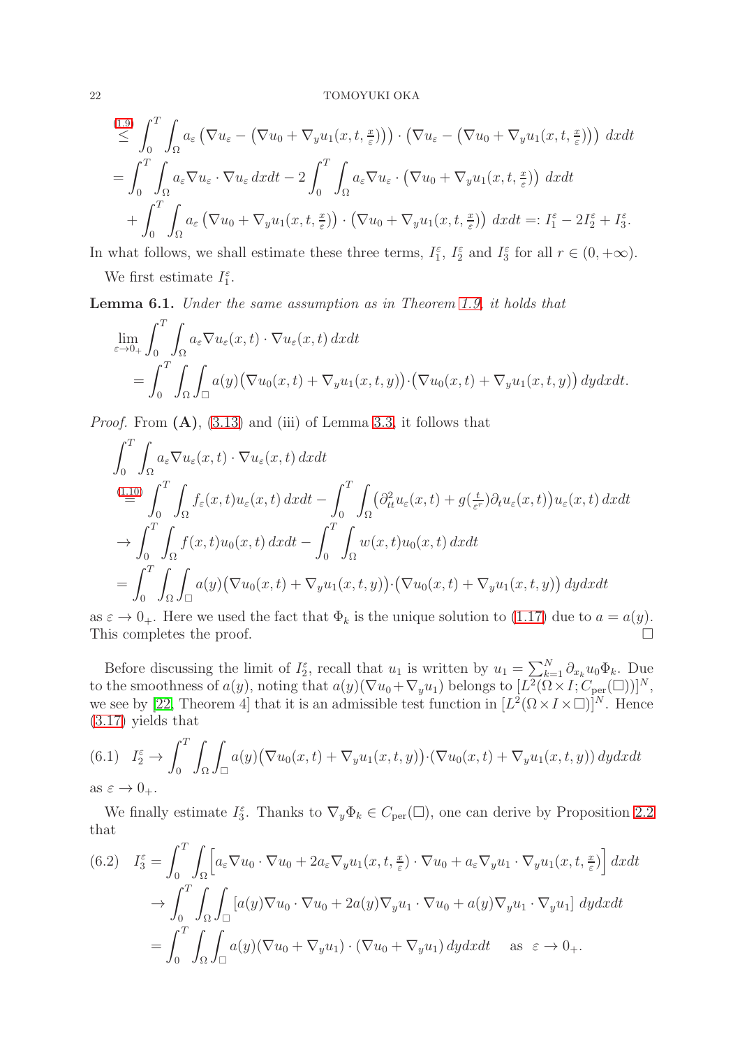$$
\begin{aligned}
&\overset{(1.9)}{\leq} \int_0^T \int_\Omega a_\varepsilon \left(\nabla u_\varepsilon - \left(\nabla u_0 + \nabla_y u_1(x,t,\tfrac{x}{\varepsilon})\right)\right) \cdot \left(\nabla u_\varepsilon - \left(\nabla u_0 + \nabla_y u_1(x,t,\tfrac{x}{\varepsilon})\right)\right) \, dxdt \\
&= \int_0^T \int_\Omega a_\varepsilon \nabla u_\varepsilon \cdot \nabla u_\varepsilon \, dxdt - 2\int_0^T \int_\Omega a_\varepsilon \nabla u_\varepsilon \cdot \left(\nabla u_0 + \nabla_y u_1(x,t,\tfrac{x}{\varepsilon})\right) \, dxdt \\
&\quad + \int_0^T \int_\Omega a_\varepsilon \left(\nabla u_0 + \nabla_y u_1(x,t,\tfrac{x}{\varepsilon})\right) \cdot \left(\nabla u_0 + \nabla_y u_1(x,t,\tfrac{x}{\varepsilon})\right) \, dxdt =: I_1^\varepsilon - 2I_2^\varepsilon + I_3^\varepsilon.
\end{aligned}
$$

In what follows, we shall estimate these three terms, $I_1^\varepsilon$, $I_2^\varepsilon$ and $I_3^\varepsilon$ for all $r \in (0,+\infty)$.

We first estimate $I_1^\varepsilon$.

**Lemma 6.1.** *Under the same assumption as in Theorem 1.9, it holds that*

$$
\begin{aligned}
&\lim_{\varepsilon \to 0_+} \int_0^T \int_\Omega a_\varepsilon \nabla u_\varepsilon(x,t) \cdot \nabla u_\varepsilon(x,t) \, dxdt \\
&\quad = \int_0^T \int_\Omega \int_\square a(y)\big(\nabla u_0(x,t) + \nabla_y u_1(x,t,y)\big) \cdot \big(\nabla u_0(x,t) + \nabla_y u_1(x,t,y)\big) \, dydxdt.
\end{aligned}
$$

*Proof.* From **(A)**, (3.13) and (iii) of Lemma 3.3, it follows that

$$
\begin{aligned}
&\int_0^T \int_\Omega a_\varepsilon \nabla u_\varepsilon(x,t) \cdot \nabla u_\varepsilon(x,t) \, dxdt \\
&\overset{(1.10)}{=} \int_0^T \int_\Omega f_\varepsilon(x,t) u_\varepsilon(x,t) \, dxdt - \int_0^T \int_\Omega \big(\partial_{tt}^2 u_\varepsilon(x,t) + g(\tfrac{t}{\varepsilon^r}) \partial_t u_\varepsilon(x,t)\big) u_\varepsilon(x,t) \, dxdt \\
&\to \int_0^T \int_\Omega f(x,t) u_0(x,t) \, dxdt - \int_0^T \int_\Omega w(x,t) u_0(x,t) \, dxdt \\
&= \int_0^T \int_\Omega \int_\square a(y)\big(\nabla u_0(x,t) + \nabla_y u_1(x,t,y)\big) \cdot \big(\nabla u_0(x,t) + \nabla_y u_1(x,t,y)\big) \, dydxdt
\end{aligned}
$$

as $\varepsilon \to 0_+$. Here we used the fact that $\Phi_k$ is the unique solution to (1.17) due to $a = a(y)$. This completes the proof. $\square$

Before discussing the limit of $I_2^\varepsilon$, recall that $u_1$ is written by $u_1 = \sum_{k=1}^N \partial_{x_k} u_0 \Phi_k$. Due to the smoothness of $a(y)$, noting that $a(y)(\nabla u_0 + \nabla_y u_1)$ belongs to $[L^2(\Omega \times I; C_{\mathrm{per}}(\square))]^N$, we see by [22, Theorem 4] that it is an admissible test function in $[L^2(\Omega \times I \times \square)]^N$. Hence (3.17) yields that

$$
I_2^\varepsilon \to \int_0^T \int_\Omega \int_\square a(y)\big(\nabla u_0(x,t) + \nabla_y u_1(x,t,y)\big) \cdot (\nabla u_0(x,t) + \nabla_y u_1(x,t,y)) \, dydxdt \tag{6.1}
$$

as $\varepsilon \to 0_+$.

We finally estimate $I_3^\varepsilon$. Thanks to $\nabla_y \Phi_k \in C_{\mathrm{per}}(\square)$, one can derive by Proposition 2.2 that

$$
\begin{aligned}
I_3^\varepsilon &= \int_0^T \int_\Omega \Big[a_\varepsilon \nabla u_0 \cdot \nabla u_0 + 2a_\varepsilon \nabla_y u_1(x,t,\tfrac{x}{\varepsilon}) \cdot \nabla u_0 + a_\varepsilon \nabla_y u_1 \cdot \nabla_y u_1(x,t,\tfrac{x}{\varepsilon})\Big] \, dxdt \\
&\to \int_0^T \int_\Omega \int_\square [a(y) \nabla u_0 \cdot \nabla u_0 + 2a(y) \nabla_y u_1 \cdot \nabla u_0 + a(y) \nabla_y u_1 \cdot \nabla_y u_1] \, dydxdt \\
&= \int_0^T \int_\Omega \int_\square a(y)(\nabla u_0 + \nabla_y u_1) \cdot (\nabla u_0 + \nabla_y u_1) \, dydxdt \quad \text{ as } \varepsilon \to 0_+.
\end{aligned} \tag{6.2}
$$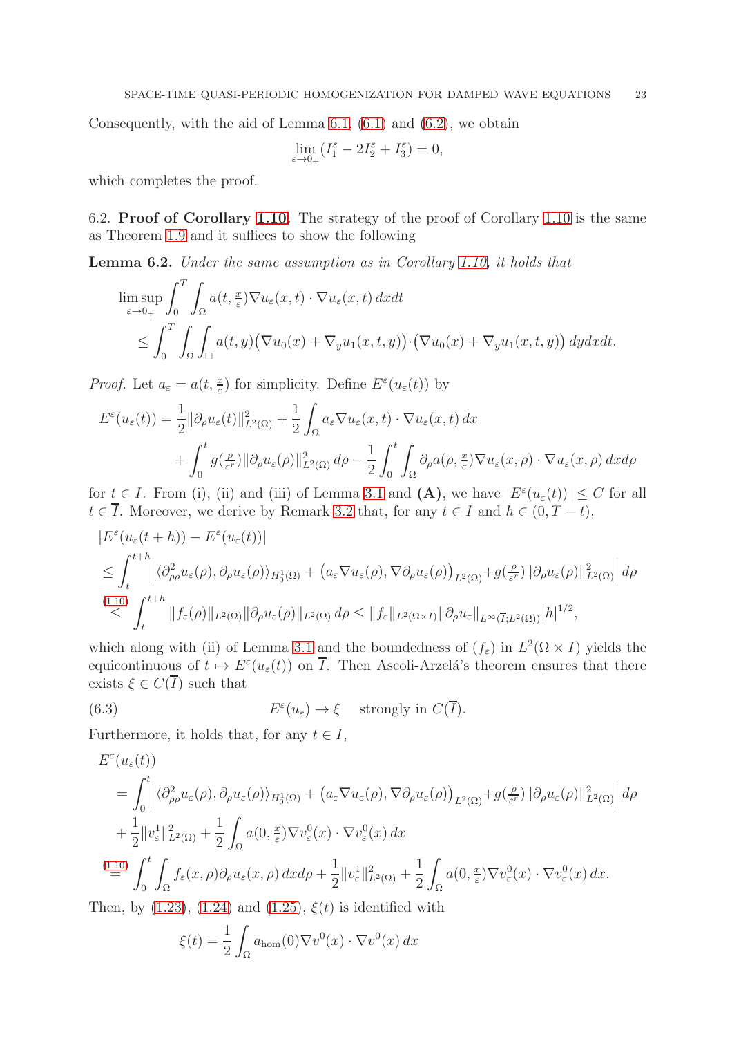Consequently, with the aid of Lemma 6.1, (6.1) and (6.2), we obtain

$$\lim_{\varepsilon\to 0_+} (I_1^\varepsilon - 2I_2^\varepsilon + I_3^\varepsilon) = 0,$$

which completes the proof.

6.2. **Proof of Corollary 1.10.** The strategy of the proof of Corollary 1.10 is the same as Theorem 1.9 and it suffices to show the following

**Lemma 6.2.** *Under the same assumption as in Corollary 1.10, it holds that*

$$\begin{aligned}
&\limsup_{\varepsilon\to 0_+} \int_0^T \int_\Omega a(t, \tfrac{x}{\varepsilon}) \nabla u_\varepsilon(x,t)\cdot \nabla u_\varepsilon(x,t)\, dxdt \\
&\quad \le \int_0^T \int_\Omega \int_\square a(t,y)\big(\nabla u_0(x) + \nabla_y u_1(x,t,y)\big)\cdot\big(\nabla u_0(x) + \nabla_y u_1(x,t,y)\big)\, dydxdt.
\end{aligned}$$

*Proof.* Let $a_\varepsilon = a(t, \frac{x}{\varepsilon})$ for simplicity. Define $E^\varepsilon(u_\varepsilon(t))$ by

$$\begin{aligned}
E^\varepsilon(u_\varepsilon(t)) &= \frac{1}{2}\|\partial_\rho u_\varepsilon(t)\|^2_{L^2(\Omega)} + \frac{1}{2}\int_\Omega a_\varepsilon \nabla u_\varepsilon(x,t)\cdot\nabla u_\varepsilon(x,t)\, dx \\
&\quad + \int_0^t g(\tfrac{\rho}{\varepsilon^r})\|\partial_\rho u_\varepsilon(\rho)\|^2_{L^2(\Omega)}\, d\rho - \frac{1}{2}\int_0^t\int_\Omega \partial_\rho a(\rho, \tfrac{x}{\varepsilon})\nabla u_\varepsilon(x,\rho)\cdot\nabla u_\varepsilon(x,\rho)\, dxd\rho
\end{aligned}$$

for $t \in I$. From (i), (ii) and (iii) of Lemma 3.1 and **(A)**, we have $|E^\varepsilon(u_\varepsilon(t))| \le C$ for all $t \in \overline{I}$. Moreover, we derive by Remark 3.2 that, for any $t \in I$ and $h \in (0, T-t)$,

$$\begin{aligned}
&|E^\varepsilon(u_\varepsilon(t+h)) - E^\varepsilon(u_\varepsilon(t))| \\
&\le \int_t^{t+h} \Big| \langle \partial^2_{\rho\rho} u_\varepsilon(\rho), \partial_\rho u_\varepsilon(\rho)\rangle_{H^1_0(\Omega)} + \big(a_\varepsilon \nabla u_\varepsilon(\rho), \nabla\partial_\rho u_\varepsilon(\rho)\big)_{L^2(\Omega)} + g(\tfrac{\rho}{\varepsilon^r})\|\partial_\rho u_\varepsilon(\rho)\|^2_{L^2(\Omega)}\Big|\, d\rho \\
&\overset{(1.10)}{\le} \int_t^{t+h} \|f_\varepsilon(\rho)\|_{L^2(\Omega)}\|\partial_\rho u_\varepsilon(\rho)\|_{L^2(\Omega)}\, d\rho \le \|f_\varepsilon\|_{L^2(\Omega\times I)}\|\partial_\rho u_\varepsilon\|_{L^\infty(\overline{I};L^2(\Omega))}|h|^{1/2},
\end{aligned}$$

which along with (ii) of Lemma 3.1 and the boundedness of $(f_\varepsilon)$ in $L^2(\Omega\times I)$ yields the equicontinuous of $t \mapsto E^\varepsilon(u_\varepsilon(t))$ on $\overline{I}$. Then Ascoli-Arzelá's theorem ensures that there exists $\xi \in C(\overline{I})$ such that

$$E^\varepsilon(u_\varepsilon) \to \xi \quad \text{strongly in } C(\overline{I}). \tag{6.3}$$

Furthermore, it holds that, for any $t \in I$,

$$\begin{aligned}
&E^\varepsilon(u_\varepsilon(t)) \\
&= \int_0^t \Big| \langle \partial^2_{\rho\rho} u_\varepsilon(\rho), \partial_\rho u_\varepsilon(\rho)\rangle_{H^1_0(\Omega)} + \big(a_\varepsilon \nabla u_\varepsilon(\rho), \nabla\partial_\rho u_\varepsilon(\rho)\big)_{L^2(\Omega)} + g(\tfrac{\rho}{\varepsilon^r})\|\partial_\rho u_\varepsilon(\rho)\|^2_{L^2(\Omega)}\Big|\, d\rho \\
&\quad + \frac{1}{2}\|v^1_\varepsilon\|^2_{L^2(\Omega)} + \frac{1}{2}\int_\Omega a(0, \tfrac{x}{\varepsilon})\nabla v^0_\varepsilon(x)\cdot\nabla v^0_\varepsilon(x)\, dx \\
&\overset{(1.10)}{=} \int_0^t\int_\Omega f_\varepsilon(x,\rho)\partial_\rho u_\varepsilon(x,\rho)\, dxd\rho + \frac{1}{2}\|v^1_\varepsilon\|^2_{L^2(\Omega)} + \frac{1}{2}\int_\Omega a(0,\tfrac{x}{\varepsilon})\nabla v^0_\varepsilon(x)\cdot\nabla v^0_\varepsilon(x)\, dx.
\end{aligned}$$

Then, by (1.23), (1.24) and (1.25), $\xi(t)$ is identified with

$$\xi(t) = \frac{1}{2}\int_\Omega a_{\mathrm{hom}}(0)\nabla v^0(x)\cdot\nabla v^0(x)\, dx$$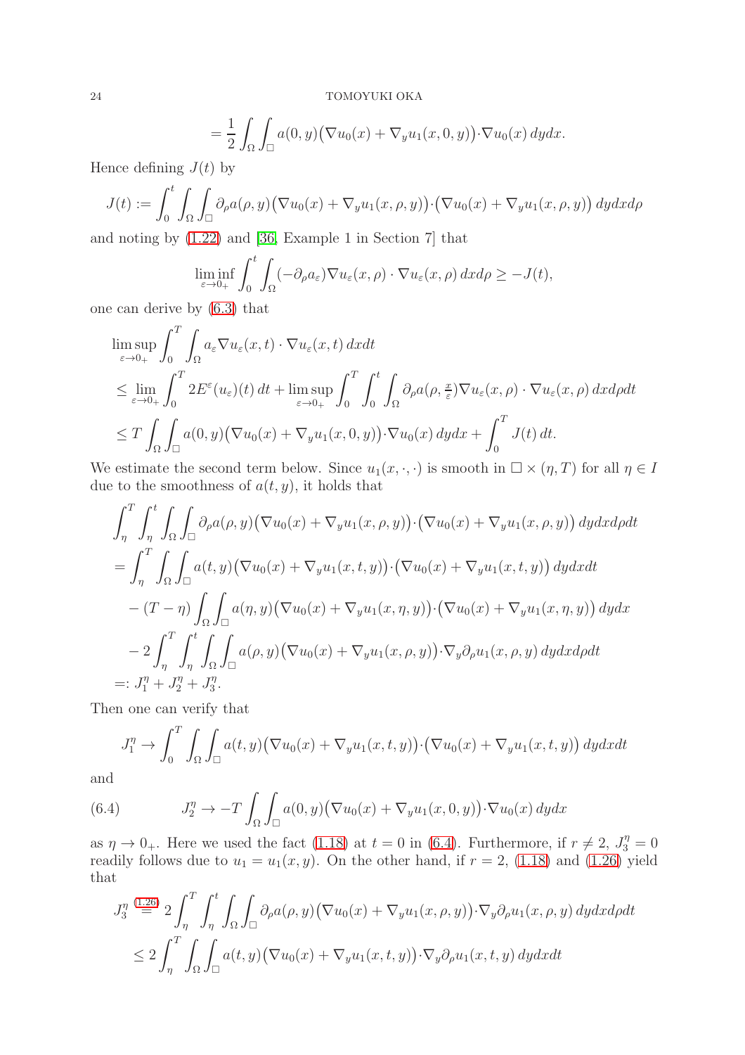$$= \frac{1}{2} \int_\Omega \int_\square a(0,y)\big(\nabla u_0(x) + \nabla_y u_1(x,0,y)\big)\cdot \nabla u_0(x)\, dydx.$$

Hence defining $J(t)$ by

$$J(t) := \int_0^t \int_\Omega \int_\square \partial_\rho a(\rho,y)\big(\nabla u_0(x) + \nabla_y u_1(x,\rho,y)\big)\cdot\big(\nabla u_0(x) + \nabla_y u_1(x,\rho,y)\big)\, dydxd\rho$$

and noting by (1.22) and [36, Example 1 in Section 7] that

$$\liminf_{\varepsilon\to 0_+} \int_0^t \int_\Omega (-\partial_\rho a_\varepsilon)\nabla u_\varepsilon(x,\rho)\cdot\nabla u_\varepsilon(x,\rho)\, dxd\rho \geq -J(t),$$

one can derive by (6.3) that

$$\begin{aligned}
&\limsup_{\varepsilon\to 0_+} \int_0^T \int_\Omega a_\varepsilon \nabla u_\varepsilon(x,t)\cdot\nabla u_\varepsilon(x,t)\, dxdt \\
&\leq \lim_{\varepsilon\to 0_+} \int_0^T 2E^\varepsilon(u_\varepsilon)(t)\, dt + \limsup_{\varepsilon\to 0_+} \int_0^T \int_0^t \int_\Omega \partial_\rho a(\rho, \tfrac{x}{\varepsilon})\nabla u_\varepsilon(x,\rho)\cdot\nabla u_\varepsilon(x,\rho)\, dxd\rho dt \\
&\leq T \int_\Omega \int_\square a(0,y)\big(\nabla u_0(x) + \nabla_y u_1(x,0,y)\big)\cdot\nabla u_0(x)\, dydx + \int_0^T J(t)\, dt.
\end{aligned}$$

We estimate the second term below. Since $u_1(x,\cdot,\cdot)$ is smooth in $\square\times(\eta,T)$ for all $\eta\in I$ due to the smoothness of $a(t,y)$, it holds that

$$\begin{aligned}
&\int_\eta^T \int_\eta^t \int_\Omega \int_\square \partial_\rho a(\rho,y)\big(\nabla u_0(x) + \nabla_y u_1(x,\rho,y)\big)\cdot\big(\nabla u_0(x) + \nabla_y u_1(x,\rho,y)\big)\, dydxd\rho dt \\
&= \int_\eta^T \int_\Omega \int_\square a(t,y)\big(\nabla u_0(x) + \nabla_y u_1(x,t,y)\big)\cdot\big(\nabla u_0(x) + \nabla_y u_1(x,t,y)\big)\, dydxdt \\
&\quad - (T-\eta) \int_\Omega \int_\square a(\eta,y)\big(\nabla u_0(x) + \nabla_y u_1(x,\eta,y)\big)\cdot\big(\nabla u_0(x) + \nabla_y u_1(x,\eta,y)\big)\, dydx \\
&\quad - 2\int_\eta^T \int_\eta^t \int_\Omega \int_\square a(\rho,y)\big(\nabla u_0(x) + \nabla_y u_1(x,\rho,y)\big)\cdot\nabla_y \partial_\rho u_1(x,\rho,y)\, dydxd\rho dt \\
&=: J_1^\eta + J_2^\eta + J_3^\eta.
\end{aligned}$$

Then one can verify that

$$J_1^\eta \to \int_0^T \int_\Omega \int_\square a(t,y)\big(\nabla u_0(x) + \nabla_y u_1(x,t,y)\big)\cdot\big(\nabla u_0(x) + \nabla_y u_1(x,t,y)\big)\, dydxdt$$

and

$$J_2^\eta \to -T \int_\Omega \int_\square a(0,y)\big(\nabla u_0(x) + \nabla_y u_1(x,0,y)\big)\cdot\nabla u_0(x)\, dydx \tag{6.4}$$

as $\eta\to 0_+$. Here we used the fact (1.18) at $t=0$ in (6.4). Furthermore, if $r\neq 2$, $J_3^\eta = 0$ readily follows due to $u_1 = u_1(x,y)$. On the other hand, if $r=2$, (1.18) and (1.26) yield that

$$\begin{aligned}
J_3^\eta &\overset{(1.26)}{=} 2\int_\eta^T \int_\eta^t \int_\Omega \int_\square \partial_\rho a(\rho,y)\big(\nabla u_0(x) + \nabla_y u_1(x,\rho,y)\big)\cdot\nabla_y \partial_\rho u_1(x,\rho,y)\, dydxd\rho dt \\
&\leq 2\int_\eta^T \int_\Omega \int_\square a(t,y)\big(\nabla u_0(x) + \nabla_y u_1(x,t,y)\big)\cdot\nabla_y \partial_\rho u_1(x,t,y)\, dydxdt
\end{aligned}$$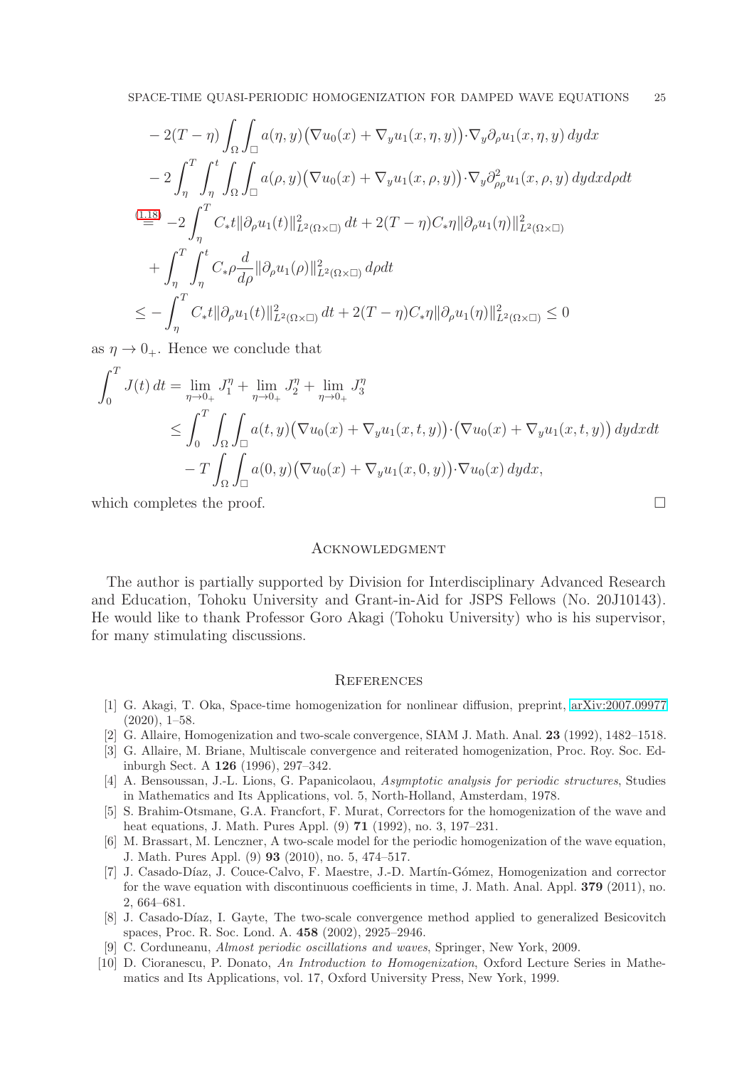$$
\begin{aligned}
&- 2(T-\eta) \int_\Omega \int_\square a(\eta, y)\big(\nabla u_0(x) + \nabla_y u_1(x,\eta,y)\big)\cdot \nabla_y \partial_\rho u_1(x,\eta,y)\, dydx \\
&- 2\int_\eta^T \int_\eta^t \int_\Omega \int_\square a(\rho, y)\big(\nabla u_0(x) + \nabla_y u_1(x,\rho,y)\big)\cdot \nabla_y \partial^2_{\rho\rho} u_1(x,\rho,y)\, dydxd\rho dt \\
&\overset{(1.18)}{=} -2\int_\eta^T C_* t \|\partial_\rho u_1(t)\|^2_{L^2(\Omega\times\square)}\, dt + 2(T-\eta) C_* \eta \|\partial_\rho u_1(\eta)\|^2_{L^2(\Omega\times\square)} \\
&\quad + \int_\eta^T \int_\eta^t C_* \rho \frac{d}{d\rho} \|\partial_\rho u_1(\rho)\|^2_{L^2(\Omega\times\square)}\, d\rho dt \\
&\leq -\int_\eta^T C_* t \|\partial_\rho u_1(t)\|^2_{L^2(\Omega\times\square)}\, dt + 2(T-\eta) C_* \eta \|\partial_\rho u_1(\eta)\|^2_{L^2(\Omega\times\square)} \leq 0
\end{aligned}
$$

as $\eta \to 0_+$. Hence we conclude that

$$
\begin{aligned}
\int_0^T J(t)\, dt &= \lim_{\eta\to 0_+} J_1^\eta + \lim_{\eta\to 0_+} J_2^\eta + \lim_{\eta\to 0_+} J_3^\eta \\
&\leq \int_0^T \int_\Omega \int_\square a(t,y)\big(\nabla u_0(x) + \nabla_y u_1(x,t,y)\big)\cdot\big(\nabla u_0(x) + \nabla_y u_1(x,t,y)\big)\, dydxdt \\
&\quad - T\int_\Omega \int_\square a(0,y)\big(\nabla u_0(x) + \nabla_y u_1(x,0,y)\big)\cdot \nabla u_0(x)\, dydx,
\end{aligned}
$$

which completes the proof. □

## Acknowledgment

The author is partially supported by Division for Interdisciplinary Advanced Research and Education, Tohoku University and Grant-in-Aid for JSPS Fellows (No. 20J10143). He would like to thank Professor Goro Akagi (Tohoku University) who is his supervisor, for many stimulating discussions.

## References

[1] G. Akagi, T. Oka, Space-time homogenization for nonlinear diffusion, preprint, arXiv:2007.09977 (2020), 1–58.

[2] G. Allaire, Homogenization and two-scale convergence, SIAM J. Math. Anal. **23** (1992), 1482–1518.

[3] G. Allaire, M. Briane, Multiscale convergence and reiterated homogenization, Proc. Roy. Soc. Edinburgh Sect. A **126** (1996), 297–342.

[4] A. Bensoussan, J.-L. Lions, G. Papanicolaou, *Asymptotic analysis for periodic structures*, Studies in Mathematics and Its Applications, vol. 5, North-Holland, Amsterdam, 1978.

[5] S. Brahim-Otsmane, G.A. Francfort, F. Murat, Correctors for the homogenization of the wave and heat equations, J. Math. Pures Appl. (9) **71** (1992), no. 3, 197–231.

[6] M. Brassart, M. Lenczner, A two-scale model for the periodic homogenization of the wave equation, J. Math. Pures Appl. (9) **93** (2010), no. 5, 474–517.

[7] J. Casado-Díaz, J. Couce-Calvo, F. Maestre, J.-D. Martín-Gómez, Homogenization and corrector for the wave equation with discontinuous coefficients in time, J. Math. Anal. Appl. **379** (2011), no. 2, 664–681.

[8] J. Casado-Díaz, I. Gayte, The two-scale convergence method applied to generalized Besicovitch spaces, Proc. R. Soc. Lond. A. **458** (2002), 2925–2946.

[9] C. Corduneanu, *Almost periodic oscillations and waves*, Springer, New York, 2009.

[10] D. Cioranescu, P. Donato, *An Introduction to Homogenization*, Oxford Lecture Series in Mathematics and Its Applications, vol. 17, Oxford University Press, New York, 1999.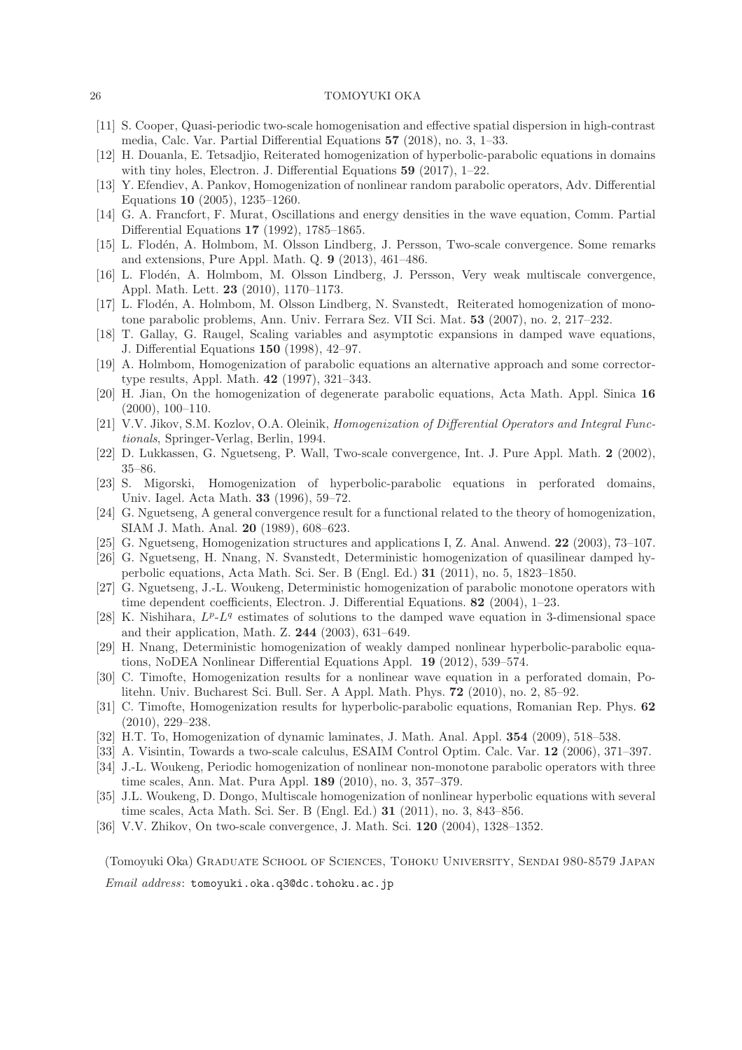[11] S. Cooper, Quasi-periodic two-scale homogenisation and effective spatial dispersion in high-contrast media, Calc. Var. Partial Differential Equations **57** (2018), no. 3, 1–33.

[12] H. Douanla, E. Tetsadjio, Reiterated homogenization of hyperbolic-parabolic equations in domains with tiny holes, Electron. J. Differential Equations **59** (2017), 1–22.

[13] Y. Efendiev, A. Pankov, Homogenization of nonlinear random parabolic operators, Adv. Differential Equations **10** (2005), 1235–1260.

[14] G. A. Francfort, F. Murat, Oscillations and energy densities in the wave equation, Comm. Partial Differential Equations **17** (1992), 1785–1865.

[15] L. Flodén, A. Holmbom, M. Olsson Lindberg, J. Persson, Two-scale convergence. Some remarks and extensions, Pure Appl. Math. Q. **9** (2013), 461–486.

[16] L. Flodén, A. Holmbom, M. Olsson Lindberg, J. Persson, Very weak multiscale convergence, Appl. Math. Lett. **23** (2010), 1170–1173.

[17] L. Flodén, A. Holmbom, M. Olsson Lindberg, N. Svanstedt, Reiterated homogenization of monotone parabolic problems, Ann. Univ. Ferrara Sez. VII Sci. Mat. **53** (2007), no. 2, 217–232.

[18] T. Gallay, G. Raugel, Scaling variables and asymptotic expansions in damped wave equations, J. Differential Equations **150** (1998), 42–97.

[19] A. Holmbom, Homogenization of parabolic equations an alternative approach and some corrector-type results, Appl. Math. **42** (1997), 321–343.

[20] H. Jian, On the homogenization of degenerate parabolic equations, Acta Math. Appl. Sinica **16** (2000), 100–110.

[21] V.V. Jikov, S.M. Kozlov, O.A. Oleinik, *Homogenization of Differential Operators and Integral Functionals*, Springer-Verlag, Berlin, 1994.

[22] D. Lukkassen, G. Nguetseng, P. Wall, Two-scale convergence, Int. J. Pure Appl. Math. **2** (2002), 35–86.

[23] S. Migorski, Homogenization of hyperbolic-parabolic equations in perforated domains, Univ. Iagel. Acta Math. **33** (1996), 59–72.

[24] G. Nguetseng, A general convergence result for a functional related to the theory of homogenization, SIAM J. Math. Anal. **20** (1989), 608–623.

[25] G. Nguetseng, Homogenization structures and applications I, Z. Anal. Anwend. **22** (2003), 73–107.

[26] G. Nguetseng, H. Nnang, N. Svanstedt, Deterministic homogenization of quasilinear damped hyperbolic equations, Acta Math. Sci. Ser. B (Engl. Ed.) **31** (2011), no. 5, 1823–1850.

[27] G. Nguetseng, J.-L. Woukeng, Deterministic homogenization of parabolic monotone operators with time dependent coefficients, Electron. J. Differential Equations. **82** (2004), 1–23.

[28] K. Nishihara, $L^p$-$L^q$ estimates of solutions to the damped wave equation in 3-dimensional space and their application, Math. Z. **244** (2003), 631–649.

[29] H. Nnang, Deterministic homogenization of weakly damped nonlinear hyperbolic-parabolic equations, NoDEA Nonlinear Differential Equations Appl. **19** (2012), 539–574.

[30] C. Timofte, Homogenization results for a nonlinear wave equation in a perforated domain, Politehn. Univ. Bucharest Sci. Bull. Ser. A Appl. Math. Phys. **72** (2010), no. 2, 85–92.

[31] C. Timofte, Homogenization results for hyperbolic-parabolic equations, Romanian Rep. Phys. **62** (2010), 229–238.

[32] H.T. To, Homogenization of dynamic laminates, J. Math. Anal. Appl. **354** (2009), 518–538.

[33] A. Visintin, Towards a two-scale calculus, ESAIM Control Optim. Calc. Var. **12** (2006), 371–397.

[34] J.-L. Woukeng, Periodic homogenization of nonlinear non-monotone parabolic operators with three time scales, Ann. Mat. Pura Appl. **189** (2010), no. 3, 357–379.

[35] J.L. Woukeng, D. Dongo, Multiscale homogenization of nonlinear hyperbolic equations with several time scales, Acta Math. Sci. Ser. B (Engl. Ed.) **31** (2011), no. 3, 843–856.

[36] V.V. Zhikov, On two-scale convergence, J. Math. Sci. **120** (2004), 1328–1352.

(Tomoyuki Oka) Graduate School of Sciences, Tohoku University, Sendai 980-8579 Japan

*Email address*: tomoyuki.oka.q3@dc.tohoku.ac.jp